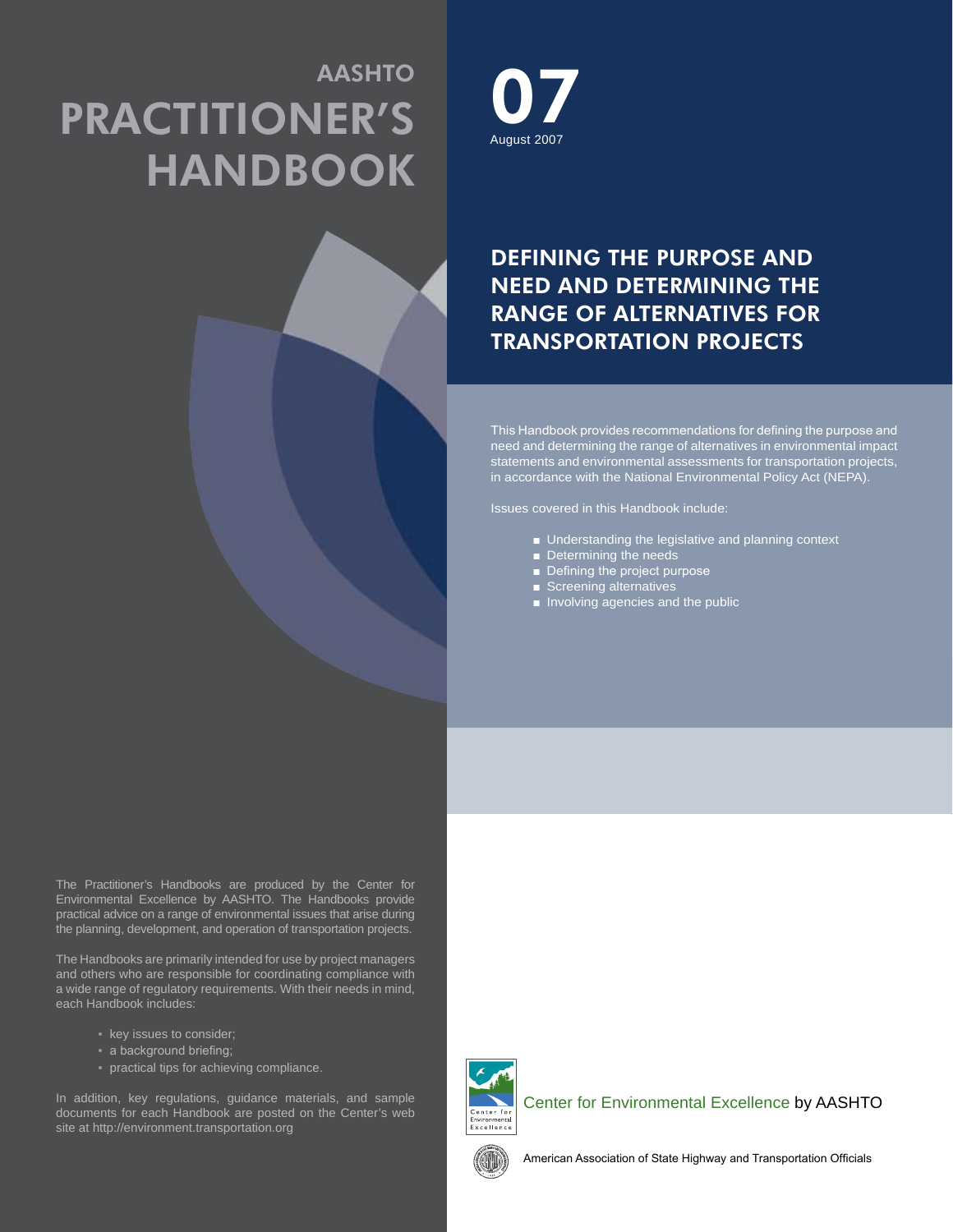# AASHTO PRACTITIONER'S HANDBOOK

**07**
August 2007

## DEFINING THE PURPOSE AND NEED AND DETERMINING THE RANGE OF ALTERNATIVES FOR TRANSPORTATION PROJECTS

This Handbook provides recommendations for defining the purpose and need and determining the range of alternatives in environmental impact statements and environmental assessments for transportation projects, in accordance with the National Environmental Policy Act (NEPA).

Issues covered in this Handbook include:

- Understanding the legislative and planning context
- Determining the needs
- Defining the project purpose
- Screening alternatives
- Involving agencies and the public

The Practitioner's Handbooks are produced by the Center for Environmental Excellence by AASHTO. The Handbooks provide practical advice on a range of environmental issues that arise during the planning, development, and operation of transportation projects.

The Handbooks are primarily intended for use by project managers and others who are responsible for coordinating compliance with a wide range of regulatory requirements. With their needs in mind, each Handbook includes:

- key issues to consider;
- a background briefing;
- practical tips for achieving compliance.

In addition, key regulations, guidance materials, and sample documents for each Handbook are posted on the Center's web site at http://environment.transportation.org

Center for Environmental Excellence by AASHTO

American Association of State Highway and Transportation Officials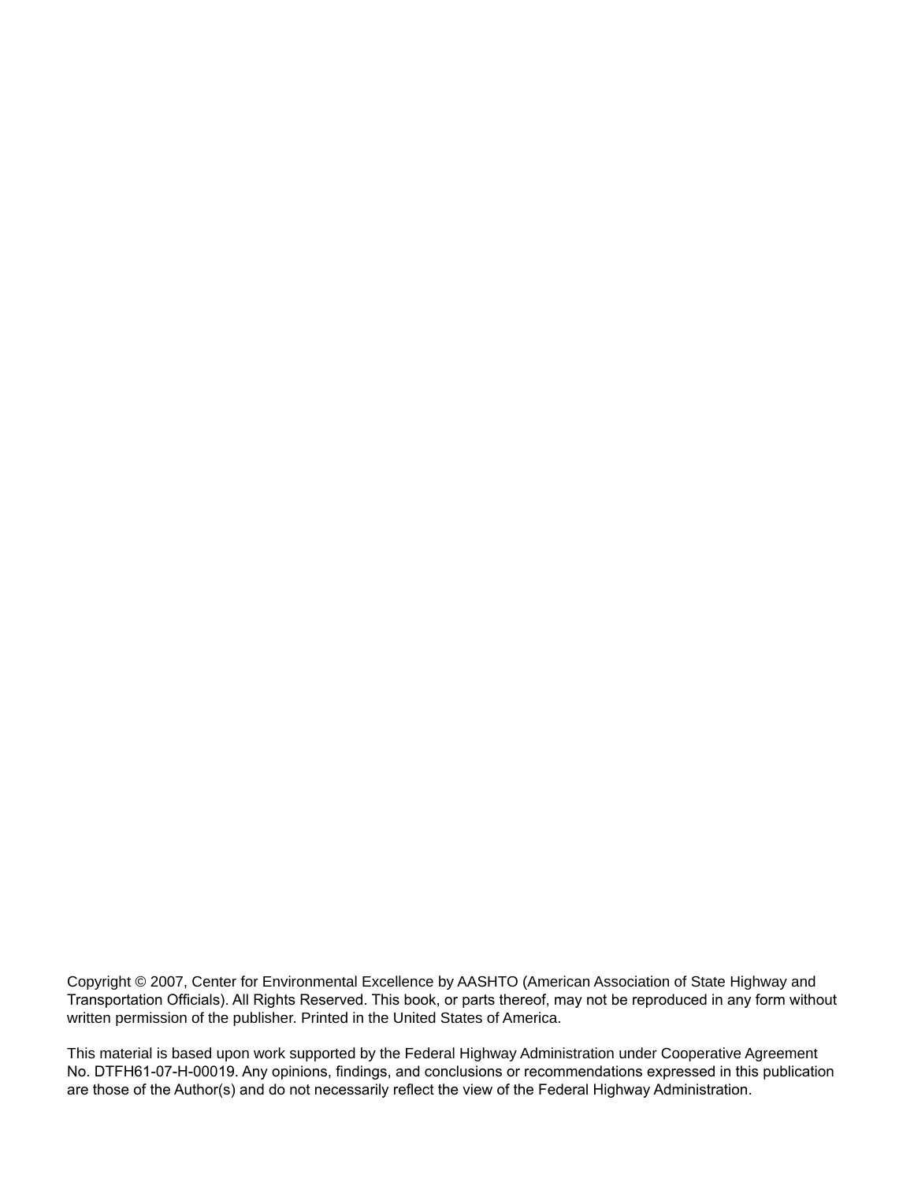Copyright © 2007, Center for Environmental Excellence by AASHTO (American Association of State Highway and Transportation Officials). All Rights Reserved. This book, or parts thereof, may not be reproduced in any form without written permission of the publisher. Printed in the United States of America.

This material is based upon work supported by the Federal Highway Administration under Cooperative Agreement No. DTFH61-07-H-00019. Any opinions, findings, and conclusions or recommendations expressed in this publication are those of the Author(s) and do not necessarily reflect the view of the Federal Highway Administration.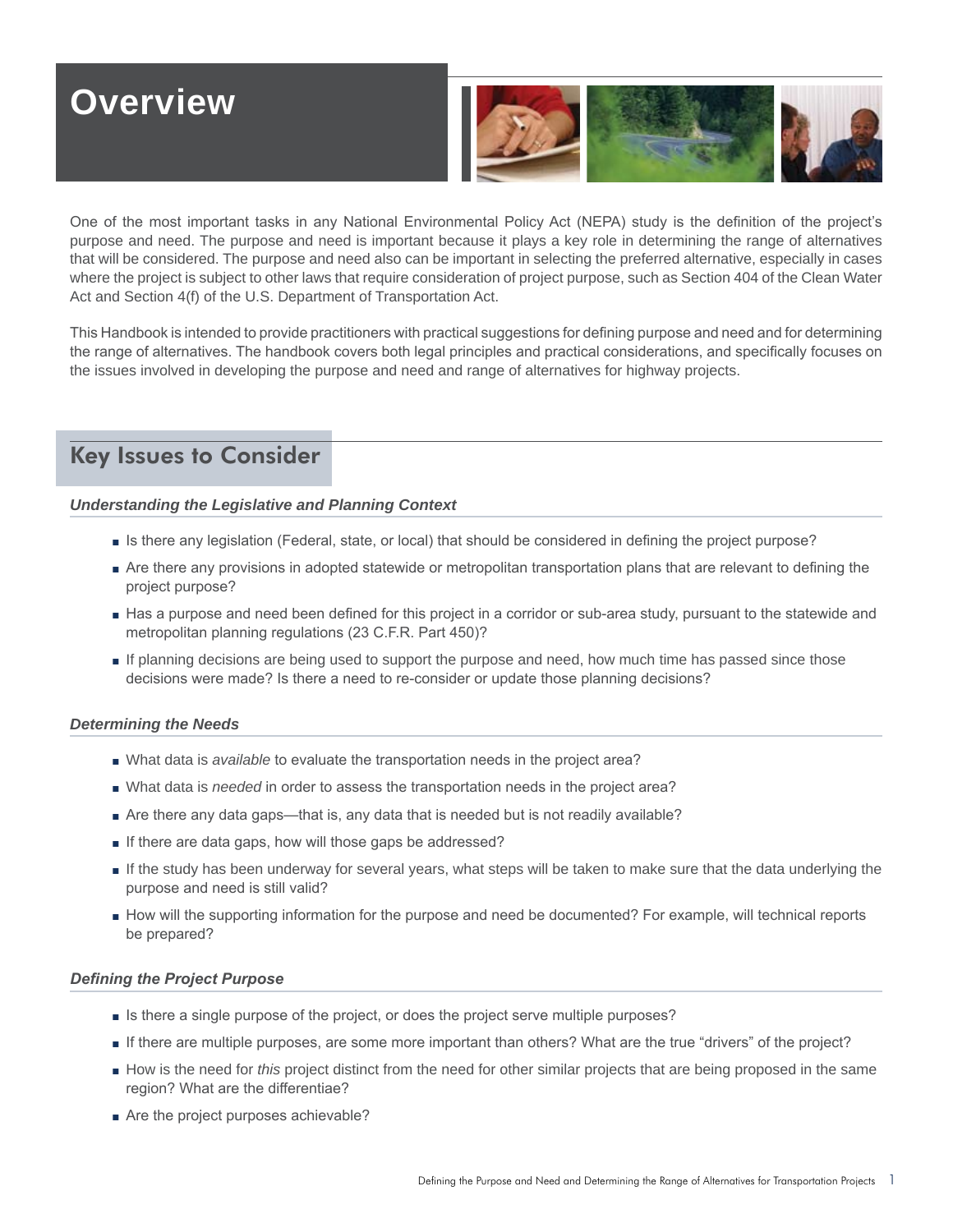# Overview

One of the most important tasks in any National Environmental Policy Act (NEPA) study is the definition of the project's purpose and need. The purpose and need is important because it plays a key role in determining the range of alternatives that will be considered. The purpose and need also can be important in selecting the preferred alternative, especially in cases where the project is subject to other laws that require consideration of project purpose, such as Section 404 of the Clean Water Act and Section 4(f) of the U.S. Department of Transportation Act.

This Handbook is intended to provide practitioners with practical suggestions for defining purpose and need and for determining the range of alternatives. The handbook covers both legal principles and practical considerations, and specifically focuses on the issues involved in developing the purpose and need and range of alternatives for highway projects.

## Key Issues to Consider

### *Understanding the Legislative and Planning Context*

- Is there any legislation (Federal, state, or local) that should be considered in defining the project purpose?
- Are there any provisions in adopted statewide or metropolitan transportation plans that are relevant to defining the project purpose?
- Has a purpose and need been defined for this project in a corridor or sub-area study, pursuant to the statewide and metropolitan planning regulations (23 C.F.R. Part 450)?
- If planning decisions are being used to support the purpose and need, how much time has passed since those decisions were made? Is there a need to re-consider or update those planning decisions?

### *Determining the Needs*

- What data is *available* to evaluate the transportation needs in the project area?
- What data is *needed* in order to assess the transportation needs in the project area?
- Are there any data gaps—that is, any data that is needed but is not readily available?
- If there are data gaps, how will those gaps be addressed?
- If the study has been underway for several years, what steps will be taken to make sure that the data underlying the purpose and need is still valid?
- How will the supporting information for the purpose and need be documented? For example, will technical reports be prepared?

### *Defining the Project Purpose*

- Is there a single purpose of the project, or does the project serve multiple purposes?
- If there are multiple purposes, are some more important than others? What are the true "drivers" of the project?
- How is the need for *this* project distinct from the need for other similar projects that are being proposed in the same region? What are the differentiae?
- Are the project purposes achievable?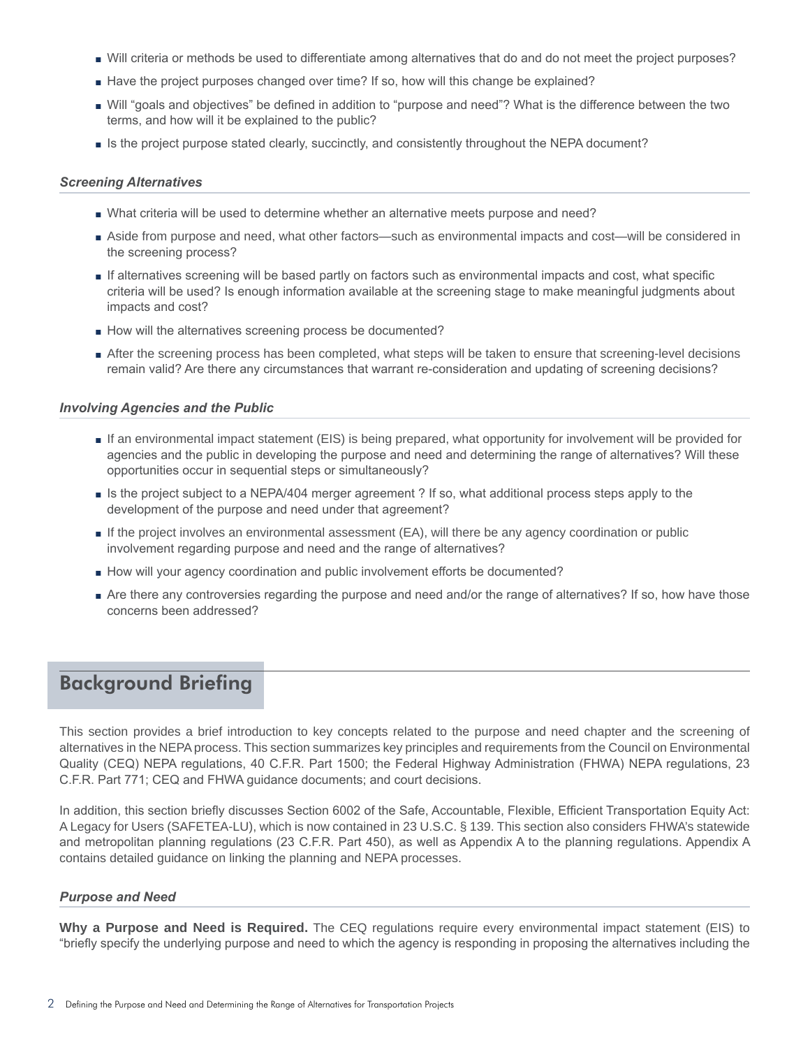- Will criteria or methods be used to differentiate among alternatives that do and do not meet the project purposes?
- Have the project purposes changed over time? If so, how will this change be explained?
- Will "goals and objectives" be defined in addition to "purpose and need"? What is the difference between the two terms, and how will it be explained to the public?
- Is the project purpose stated clearly, succinctly, and consistently throughout the NEPA document?

### *Screening Alternatives*

- What criteria will be used to determine whether an alternative meets purpose and need?
- Aside from purpose and need, what other factors—such as environmental impacts and cost—will be considered in the screening process?
- If alternatives screening will be based partly on factors such as environmental impacts and cost, what specific criteria will be used? Is enough information available at the screening stage to make meaningful judgments about impacts and cost?
- How will the alternatives screening process be documented?
- After the screening process has been completed, what steps will be taken to ensure that screening-level decisions remain valid? Are there any circumstances that warrant re-consideration and updating of screening decisions?

### *Involving Agencies and the Public*

- If an environmental impact statement (EIS) is being prepared, what opportunity for involvement will be provided for agencies and the public in developing the purpose and need and determining the range of alternatives? Will these opportunities occur in sequential steps or simultaneously?
- Is the project subject to a NEPA/404 merger agreement ? If so, what additional process steps apply to the development of the purpose and need under that agreement?
- If the project involves an environmental assessment (EA), will there be any agency coordination or public involvement regarding purpose and need and the range of alternatives?
- How will your agency coordination and public involvement efforts be documented?
- Are there any controversies regarding the purpose and need and/or the range of alternatives? If so, how have those concerns been addressed?

## Background Briefing

This section provides a brief introduction to key concepts related to the purpose and need chapter and the screening of alternatives in the NEPA process. This section summarizes key principles and requirements from the Council on Environmental Quality (CEQ) NEPA regulations, 40 C.F.R. Part 1500; the Federal Highway Administration (FHWA) NEPA regulations, 23 C.F.R. Part 771; CEQ and FHWA guidance documents; and court decisions.

In addition, this section briefly discusses Section 6002 of the Safe, Accountable, Flexible, Efficient Transportation Equity Act: A Legacy for Users (SAFETEA-LU), which is now contained in 23 U.S.C. § 139. This section also considers FHWA's statewide and metropolitan planning regulations (23 C.F.R. Part 450), as well as Appendix A to the planning regulations. Appendix A contains detailed guidance on linking the planning and NEPA processes.

### *Purpose and Need*

**Why a Purpose and Need is Required.** The CEQ regulations require every environmental impact statement (EIS) to "briefly specify the underlying purpose and need to which the agency is responding in proposing the alternatives including the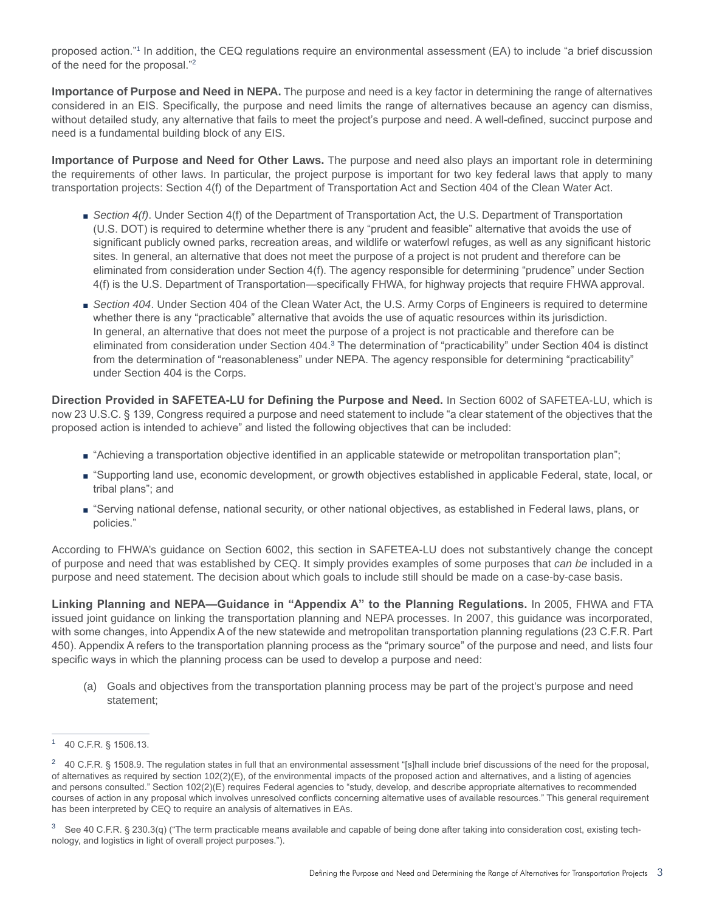proposed action."[1] In addition, the CEQ regulations require an environmental assessment (EA) to include "a brief discussion of the need for the proposal."[2]

**Importance of Purpose and Need in NEPA.** The purpose and need is a key factor in determining the range of alternatives considered in an EIS. Specifically, the purpose and need limits the range of alternatives because an agency can dismiss, without detailed study, any alternative that fails to meet the project's purpose and need. A well-defined, succinct purpose and need is a fundamental building block of any EIS.

**Importance of Purpose and Need for Other Laws.** The purpose and need also plays an important role in determining the requirements of other laws. In particular, the project purpose is important for two key federal laws that apply to many transportation projects: Section 4(f) of the Department of Transportation Act and Section 404 of the Clean Water Act.

- *Section 4(f)*. Under Section 4(f) of the Department of Transportation Act, the U.S. Department of Transportation (U.S. DOT) is required to determine whether there is any "prudent and feasible" alternative that avoids the use of significant publicly owned parks, recreation areas, and wildlife or waterfowl refuges, as well as any significant historic sites. In general, an alternative that does not meet the purpose of a project is not prudent and therefore can be eliminated from consideration under Section 4(f). The agency responsible for determining "prudence" under Section 4(f) is the U.S. Department of Transportation—specifically FHWA, for highway projects that require FHWA approval.
- *Section 404*. Under Section 404 of the Clean Water Act, the U.S. Army Corps of Engineers is required to determine whether there is any "practicable" alternative that avoids the use of aquatic resources within its jurisdiction. In general, an alternative that does not meet the purpose of a project is not practicable and therefore can be eliminated from consideration under Section 404.[3] The determination of "practicability" under Section 404 is distinct from the determination of "reasonableness" under NEPA. The agency responsible for determining "practicability" under Section 404 is the Corps.

**Direction Provided in SAFETEA-LU for Defining the Purpose and Need.** In Section 6002 of SAFETEA-LU, which is now 23 U.S.C. § 139, Congress required a purpose and need statement to include "a clear statement of the objectives that the proposed action is intended to achieve" and listed the following objectives that can be included:

- "Achieving a transportation objective identified in an applicable statewide or metropolitan transportation plan";
- "Supporting land use, economic development, or growth objectives established in applicable Federal, state, local, or tribal plans"; and
- "Serving national defense, national security, or other national objectives, as established in Federal laws, plans, or policies."

According to FHWA's guidance on Section 6002, this section in SAFETEA-LU does not substantively change the concept of purpose and need that was established by CEQ. It simply provides examples of some purposes that *can be* included in a purpose and need statement. The decision about which goals to include still should be made on a case-by-case basis.

**Linking Planning and NEPA—Guidance in "Appendix A" to the Planning Regulations.** In 2005, FHWA and FTA issued joint guidance on linking the transportation planning and NEPA processes. In 2007, this guidance was incorporated, with some changes, into Appendix A of the new statewide and metropolitan transportation planning regulations (23 C.F.R. Part 450). Appendix A refers to the transportation planning process as the "primary source" of the purpose and need, and lists four specific ways in which the planning process can be used to develop a purpose and need:

(a) Goals and objectives from the transportation planning process may be part of the project's purpose and need statement;

---

[1] 40 C.F.R. § 1506.13.

[2] 40 C.F.R. § 1508.9. The regulation states in full that an environmental assessment "[s]hall include brief discussions of the need for the proposal, of alternatives as required by section 102(2)(E), of the environmental impacts of the proposed action and alternatives, and a listing of agencies and persons consulted." Section 102(2)(E) requires Federal agencies to "study, develop, and describe appropriate alternatives to recommended courses of action in any proposal which involves unresolved conflicts concerning alternative uses of available resources." This general requirement has been interpreted by CEQ to require an analysis of alternatives in EAs.

[3] See 40 C.F.R. § 230.3(q) ("The term practicable means available and capable of being done after taking into consideration cost, existing technology, and logistics in light of overall project purposes.").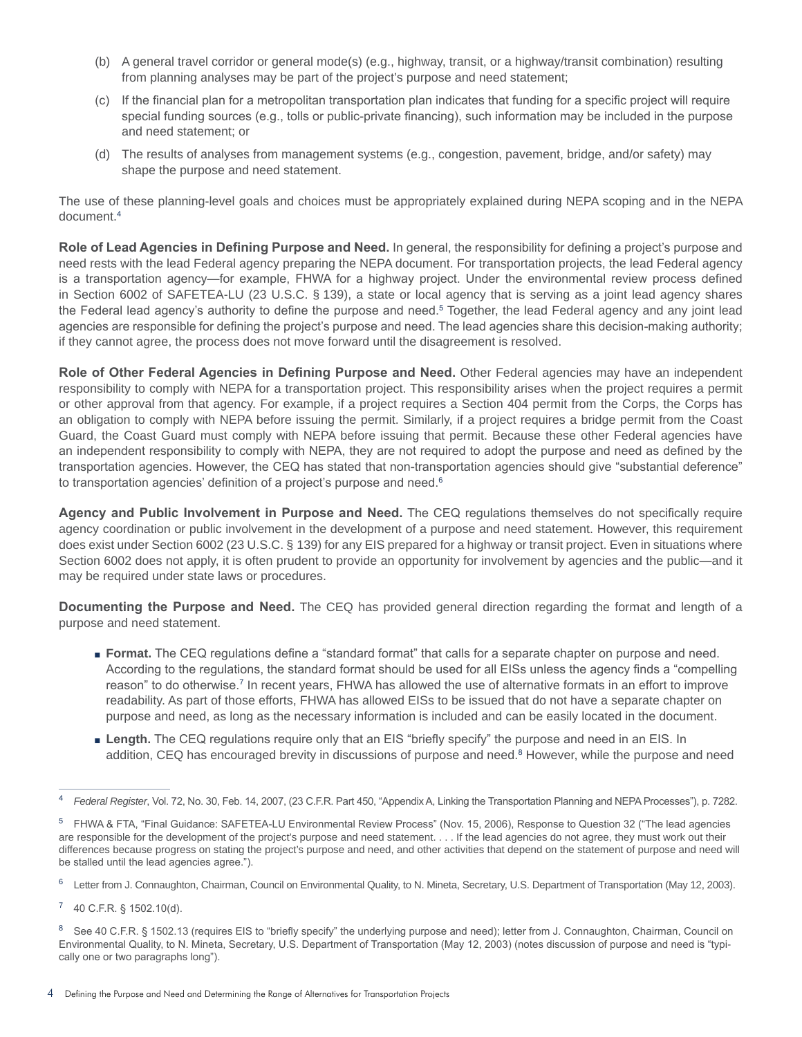(b) A general travel corridor or general mode(s) (e.g., highway, transit, or a highway/transit combination) resulting from planning analyses may be part of the project's purpose and need statement;

(c) If the financial plan for a metropolitan transportation plan indicates that funding for a specific project will require special funding sources (e.g., tolls or public-private financing), such information may be included in the purpose and need statement; or

(d) The results of analyses from management systems (e.g., congestion, pavement, bridge, and/or safety) may shape the purpose and need statement.

The use of these planning-level goals and choices must be appropriately explained during NEPA scoping and in the NEPA document.[4]

**Role of Lead Agencies in Defining Purpose and Need.** In general, the responsibility for defining a project's purpose and need rests with the lead Federal agency preparing the NEPA document. For transportation projects, the lead Federal agency is a transportation agency—for example, FHWA for a highway project. Under the environmental review process defined in Section 6002 of SAFETEA-LU (23 U.S.C. § 139), a state or local agency that is serving as a joint lead agency shares the Federal lead agency's authority to define the purpose and need.[5] Together, the lead Federal agency and any joint lead agencies are responsible for defining the project's purpose and need. The lead agencies share this decision-making authority; if they cannot agree, the process does not move forward until the disagreement is resolved.

**Role of Other Federal Agencies in Defining Purpose and Need.** Other Federal agencies may have an independent responsibility to comply with NEPA for a transportation project. This responsibility arises when the project requires a permit or other approval from that agency. For example, if a project requires a Section 404 permit from the Corps, the Corps has an obligation to comply with NEPA before issuing the permit. Similarly, if a project requires a bridge permit from the Coast Guard, the Coast Guard must comply with NEPA before issuing that permit. Because these other Federal agencies have an independent responsibility to comply with NEPA, they are not required to adopt the purpose and need as defined by the transportation agencies. However, the CEQ has stated that non-transportation agencies should give "substantial deference" to transportation agencies' definition of a project's purpose and need.[6]

**Agency and Public Involvement in Purpose and Need.** The CEQ regulations themselves do not specifically require agency coordination or public involvement in the development of a purpose and need statement. However, this requirement does exist under Section 6002 (23 U.S.C. § 139) for any EIS prepared for a highway or transit project. Even in situations where Section 6002 does not apply, it is often prudent to provide an opportunity for involvement by agencies and the public—and it may be required under state laws or procedures.

**Documenting the Purpose and Need.** The CEQ has provided general direction regarding the format and length of a purpose and need statement.

- **Format.** The CEQ regulations define a "standard format" that calls for a separate chapter on purpose and need. According to the regulations, the standard format should be used for all EISs unless the agency finds a "compelling reason" to do otherwise.[7] In recent years, FHWA has allowed the use of alternative formats in an effort to improve readability. As part of those efforts, FHWA has allowed EISs to be issued that do not have a separate chapter on purpose and need, as long as the necessary information is included and can be easily located in the document.
- **Length.** The CEQ regulations require only that an EIS "briefly specify" the purpose and need in an EIS. In addition, CEQ has encouraged brevity in discussions of purpose and need.[8] However, while the purpose and need

---

[4] *Federal Register*, Vol. 72, No. 30, Feb. 14, 2007, (23 C.F.R. Part 450, "Appendix A, Linking the Transportation Planning and NEPA Processes"), p. 7282.

[5] FHWA & FTA, "Final Guidance: SAFETEA-LU Environmental Review Process" (Nov. 15, 2006), Response to Question 32 ("The lead agencies are responsible for the development of the project's purpose and need statement. . . . If the lead agencies do not agree, they must work out their differences because progress on stating the project's purpose and need, and other activities that depend on the statement of purpose and need will be stalled until the lead agencies agree.").

[6] Letter from J. Connaughton, Chairman, Council on Environmental Quality, to N. Mineta, Secretary, U.S. Department of Transportation (May 12, 2003).

[7] 40 C.F.R. § 1502.10(d).

[8] See 40 C.F.R. § 1502.13 (requires EIS to "briefly specify" the underlying purpose and need); letter from J. Connaughton, Chairman, Council on Environmental Quality, to N. Mineta, Secretary, U.S. Department of Transportation (May 12, 2003) (notes discussion of purpose and need is "typically one or two paragraphs long").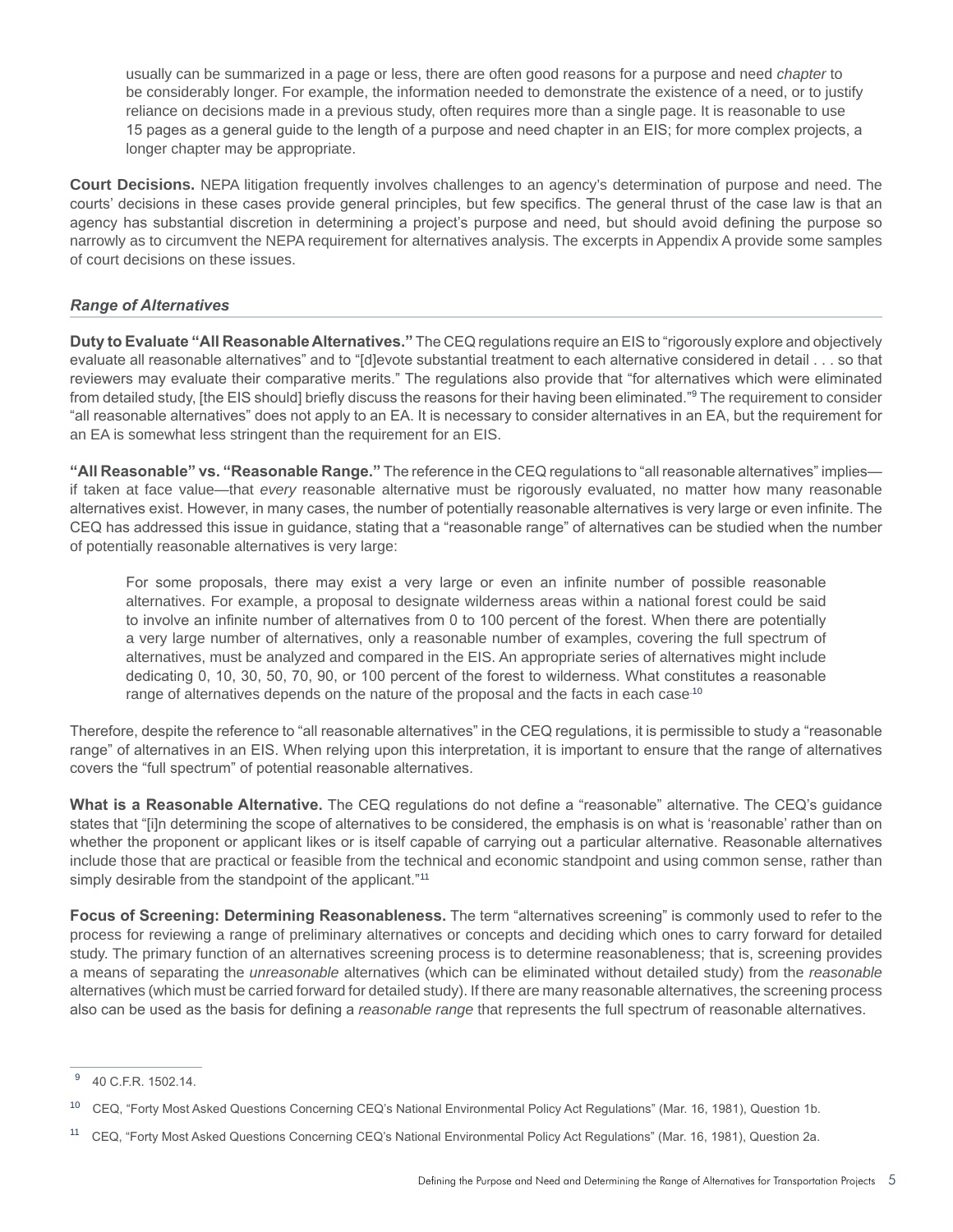> usually can be summarized in a page or less, there are often good reasons for a purpose and need *chapter* to be considerably longer. For example, the information needed to demonstrate the existence of a need, or to justify reliance on decisions made in a previous study, often requires more than a single page. It is reasonable to use 15 pages as a general guide to the length of a purpose and need chapter in an EIS; for more complex projects, a longer chapter may be appropriate.

**Court Decisions.** NEPA litigation frequently involves challenges to an agency's determination of purpose and need. The courts' decisions in these cases provide general principles, but few specifics. The general thrust of the case law is that an agency has substantial discretion in determining a project's purpose and need, but should avoid defining the purpose so narrowly as to circumvent the NEPA requirement for alternatives analysis. The excerpts in Appendix A provide some samples of court decisions on these issues.

### *Range of Alternatives*

**Duty to Evaluate "All Reasonable Alternatives."** The CEQ regulations require an EIS to "rigorously explore and objectively evaluate all reasonable alternatives" and to "[d]evote substantial treatment to each alternative considered in detail . . . so that reviewers may evaluate their comparative merits." The regulations also provide that "for alternatives which were eliminated from detailed study, [the EIS should] briefly discuss the reasons for their having been eliminated."[9] The requirement to consider "all reasonable alternatives" does not apply to an EA. It is necessary to consider alternatives in an EA, but the requirement for an EA is somewhat less stringent than the requirement for an EIS.

**"All Reasonable" vs. "Reasonable Range."** The reference in the CEQ regulations to "all reasonable alternatives" implies—if taken at face value—that *every* reasonable alternative must be rigorously evaluated, no matter how many reasonable alternatives exist. However, in many cases, the number of potentially reasonable alternatives is very large or even infinite. The CEQ has addressed this issue in guidance, stating that a "reasonable range" of alternatives can be studied when the number of potentially reasonable alternatives is very large:

> For some proposals, there may exist a very large or even an infinite number of possible reasonable alternatives. For example, a proposal to designate wilderness areas within a national forest could be said to involve an infinite number of alternatives from 0 to 100 percent of the forest. When there are potentially a very large number of alternatives, only a reasonable number of examples, covering the full spectrum of alternatives, must be analyzed and compared in the EIS. An appropriate series of alternatives might include dedicating 0, 10, 30, 50, 70, 90, or 100 percent of the forest to wilderness. What constitutes a reasonable range of alternatives depends on the nature of the proposal and the facts in each case.[10]

Therefore, despite the reference to "all reasonable alternatives" in the CEQ regulations, it is permissible to study a "reasonable range" of alternatives in an EIS. When relying upon this interpretation, it is important to ensure that the range of alternatives covers the "full spectrum" of potential reasonable alternatives.

**What is a Reasonable Alternative.** The CEQ regulations do not define a "reasonable" alternative. The CEQ's guidance states that "[i]n determining the scope of alternatives to be considered, the emphasis is on what is 'reasonable' rather than on whether the proponent or applicant likes or is itself capable of carrying out a particular alternative. Reasonable alternatives include those that are practical or feasible from the technical and economic standpoint and using common sense, rather than simply desirable from the standpoint of the applicant."[11]

**Focus of Screening: Determining Reasonableness.** The term "alternatives screening" is commonly used to refer to the process for reviewing a range of preliminary alternatives or concepts and deciding which ones to carry forward for detailed study. The primary function of an alternatives screening process is to determine reasonableness; that is, screening provides a means of separating the *unreasonable* alternatives (which can be eliminated without detailed study) from the *reasonable* alternatives (which must be carried forward for detailed study). If there are many reasonable alternatives, the screening process also can be used as the basis for defining a *reasonable range* that represents the full spectrum of reasonable alternatives.

---

[9] 40 C.F.R. 1502.14.

[10] CEQ, "Forty Most Asked Questions Concerning CEQ's National Environmental Policy Act Regulations" (Mar. 16, 1981), Question 1b.

[11] CEQ, "Forty Most Asked Questions Concerning CEQ's National Environmental Policy Act Regulations" (Mar. 16, 1981), Question 2a.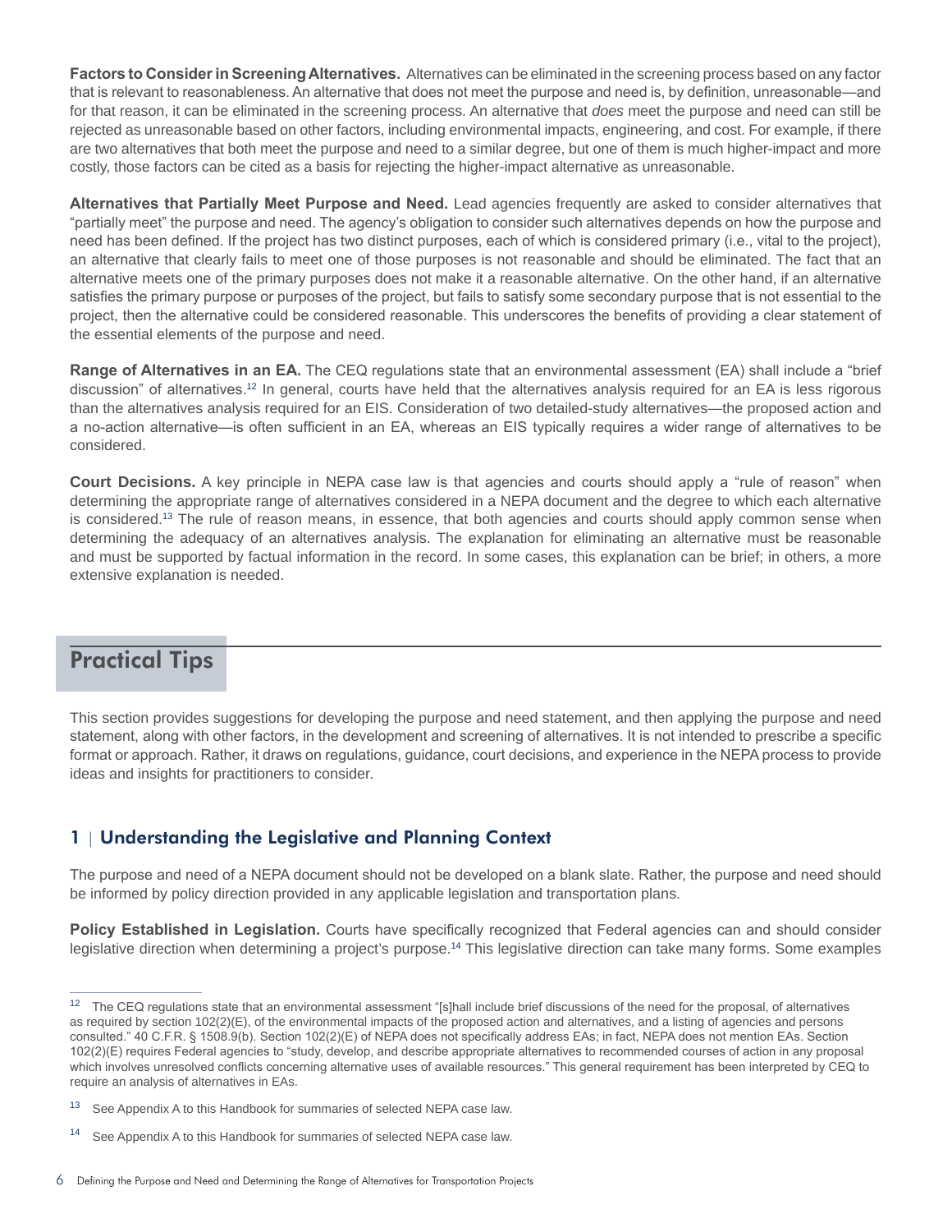**Factors to Consider in Screening Alternatives.** Alternatives can be eliminated in the screening process based on any factor that is relevant to reasonableness. An alternative that does not meet the purpose and need is, by definition, unreasonable—and for that reason, it can be eliminated in the screening process. An alternative that *does* meet the purpose and need can still be rejected as unreasonable based on other factors, including environmental impacts, engineering, and cost. For example, if there are two alternatives that both meet the purpose and need to a similar degree, but one of them is much higher-impact and more costly, those factors can be cited as a basis for rejecting the higher-impact alternative as unreasonable.

**Alternatives that Partially Meet Purpose and Need.** Lead agencies frequently are asked to consider alternatives that "partially meet" the purpose and need. The agency's obligation to consider such alternatives depends on how the purpose and need has been defined. If the project has two distinct purposes, each of which is considered primary (i.e., vital to the project), an alternative that clearly fails to meet one of those purposes is not reasonable and should be eliminated. The fact that an alternative meets one of the primary purposes does not make it a reasonable alternative. On the other hand, if an alternative satisfies the primary purpose or purposes of the project, but fails to satisfy some secondary purpose that is not essential to the project, then the alternative could be considered reasonable. This underscores the benefits of providing a clear statement of the essential elements of the purpose and need.

**Range of Alternatives in an EA.** The CEQ regulations state that an environmental assessment (EA) shall include a "brief discussion" of alternatives.[12] In general, courts have held that the alternatives analysis required for an EA is less rigorous than the alternatives analysis required for an EIS. Consideration of two detailed-study alternatives—the proposed action and a no-action alternative—is often sufficient in an EA, whereas an EIS typically requires a wider range of alternatives to be considered.

**Court Decisions.** A key principle in NEPA case law is that agencies and courts should apply a "rule of reason" when determining the appropriate range of alternatives considered in a NEPA document and the degree to which each alternative is considered.[13] The rule of reason means, in essence, that both agencies and courts should apply common sense when determining the adequacy of an alternatives analysis. The explanation for eliminating an alternative must be reasonable and must be supported by factual information in the record. In some cases, this explanation can be brief; in others, a more extensive explanation is needed.

## Practical Tips

This section provides suggestions for developing the purpose and need statement, and then applying the purpose and need statement, along with other factors, in the development and screening of alternatives. It is not intended to prescribe a specific format or approach. Rather, it draws on regulations, guidance, court decisions, and experience in the NEPA process to provide ideas and insights for practitioners to consider.

### 1 | Understanding the Legislative and Planning Context

The purpose and need of a NEPA document should not be developed on a blank slate. Rather, the purpose and need should be informed by policy direction provided in any applicable legislation and transportation plans.

**Policy Established in Legislation.** Courts have specifically recognized that Federal agencies can and should consider legislative direction when determining a project's purpose.[14] This legislative direction can take many forms. Some examples

---

[12] The CEQ regulations state that an environmental assessment "[s]hall include brief discussions of the need for the proposal, of alternatives as required by section 102(2)(E), of the environmental impacts of the proposed action and alternatives, and a listing of agencies and persons consulted." 40 C.F.R. § 1508.9(b). Section 102(2)(E) of NEPA does not specifically address EAs; in fact, NEPA does not mention EAs. Section 102(2)(E) requires Federal agencies to "study, develop, and describe appropriate alternatives to recommended courses of action in any proposal which involves unresolved conflicts concerning alternative uses of available resources." This general requirement has been interpreted by CEQ to require an analysis of alternatives in EAs.

[13] See Appendix A to this Handbook for summaries of selected NEPA case law.

[14] See Appendix A to this Handbook for summaries of selected NEPA case law.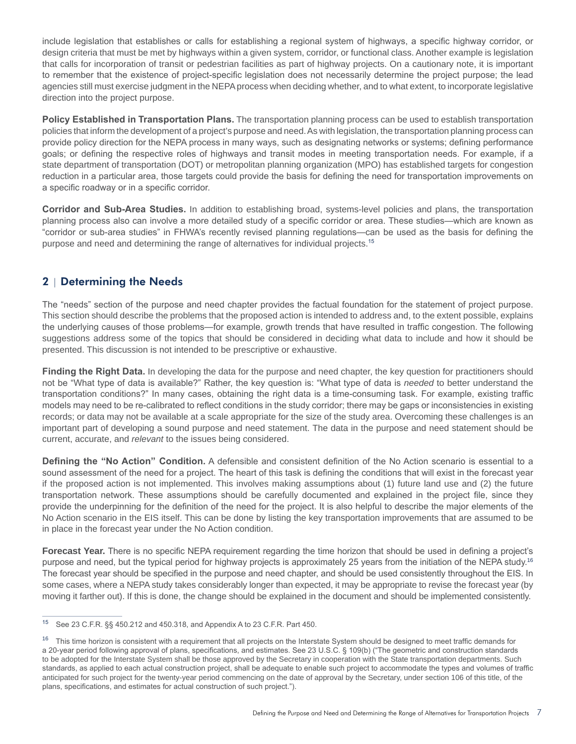include legislation that establishes or calls for establishing a regional system of highways, a specific highway corridor, or design criteria that must be met by highways within a given system, corridor, or functional class. Another example is legislation that calls for incorporation of transit or pedestrian facilities as part of highway projects. On a cautionary note, it is important to remember that the existence of project-specific legislation does not necessarily determine the project purpose; the lead agencies still must exercise judgment in the NEPA process when deciding whether, and to what extent, to incorporate legislative direction into the project purpose.

**Policy Established in Transportation Plans.** The transportation planning process can be used to establish transportation policies that inform the development of a project's purpose and need. As with legislation, the transportation planning process can provide policy direction for the NEPA process in many ways, such as designating networks or systems; defining performance goals; or defining the respective roles of highways and transit modes in meeting transportation needs. For example, if a state department of transportation (DOT) or metropolitan planning organization (MPO) has established targets for congestion reduction in a particular area, those targets could provide the basis for defining the need for transportation improvements on a specific roadway or in a specific corridor.

**Corridor and Sub-Area Studies.** In addition to establishing broad, systems-level policies and plans, the transportation planning process also can involve a more detailed study of a specific corridor or area. These studies—which are known as "corridor or sub-area studies" in FHWA's recently revised planning regulations—can be used as the basis for defining the purpose and need and determining the range of alternatives for individual projects.[15]

## 2 | Determining the Needs

The "needs" section of the purpose and need chapter provides the factual foundation for the statement of project purpose. This section should describe the problems that the proposed action is intended to address and, to the extent possible, explains the underlying causes of those problems—for example, growth trends that have resulted in traffic congestion. The following suggestions address some of the topics that should be considered in deciding what data to include and how it should be presented. This discussion is not intended to be prescriptive or exhaustive.

**Finding the Right Data.** In developing the data for the purpose and need chapter, the key question for practitioners should not be "What type of data is available?" Rather, the key question is: "What type of data is *needed* to better understand the transportation conditions?" In many cases, obtaining the right data is a time-consuming task. For example, existing traffic models may need to be re-calibrated to reflect conditions in the study corridor; there may be gaps or inconsistencies in existing records; or data may not be available at a scale appropriate for the size of the study area. Overcoming these challenges is an important part of developing a sound purpose and need statement. The data in the purpose and need statement should be current, accurate, and *relevant* to the issues being considered.

**Defining the "No Action" Condition.** A defensible and consistent definition of the No Action scenario is essential to a sound assessment of the need for a project. The heart of this task is defining the conditions that will exist in the forecast year if the proposed action is not implemented. This involves making assumptions about (1) future land use and (2) the future transportation network. These assumptions should be carefully documented and explained in the project file, since they provide the underpinning for the definition of the need for the project. It is also helpful to describe the major elements of the No Action scenario in the EIS itself. This can be done by listing the key transportation improvements that are assumed to be in place in the forecast year under the No Action condition.

**Forecast Year.** There is no specific NEPA requirement regarding the time horizon that should be used in defining a project's purpose and need, but the typical period for highway projects is approximately 25 years from the initiation of the NEPA study.[16] The forecast year should be specified in the purpose and need chapter, and should be used consistently throughout the EIS. In some cases, where a NEPA study takes considerably longer than expected, it may be appropriate to revise the forecast year (by moving it farther out). If this is done, the change should be explained in the document and should be implemented consistently.

---

[15] See 23 C.F.R. §§ 450.212 and 450.318, and Appendix A to 23 C.F.R. Part 450.

[16] This time horizon is consistent with a requirement that all projects on the Interstate System should be designed to meet traffic demands for a 20-year period following approval of plans, specifications, and estimates. See 23 U.S.C. § 109(b) ("The geometric and construction standards to be adopted for the Interstate System shall be those approved by the Secretary in cooperation with the State transportation departments. Such standards, as applied to each actual construction project, shall be adequate to enable such project to accommodate the types and volumes of traffic anticipated for such project for the twenty-year period commencing on the date of approval by the Secretary, under section 106 of this title, of the plans, specifications, and estimates for actual construction of such project.").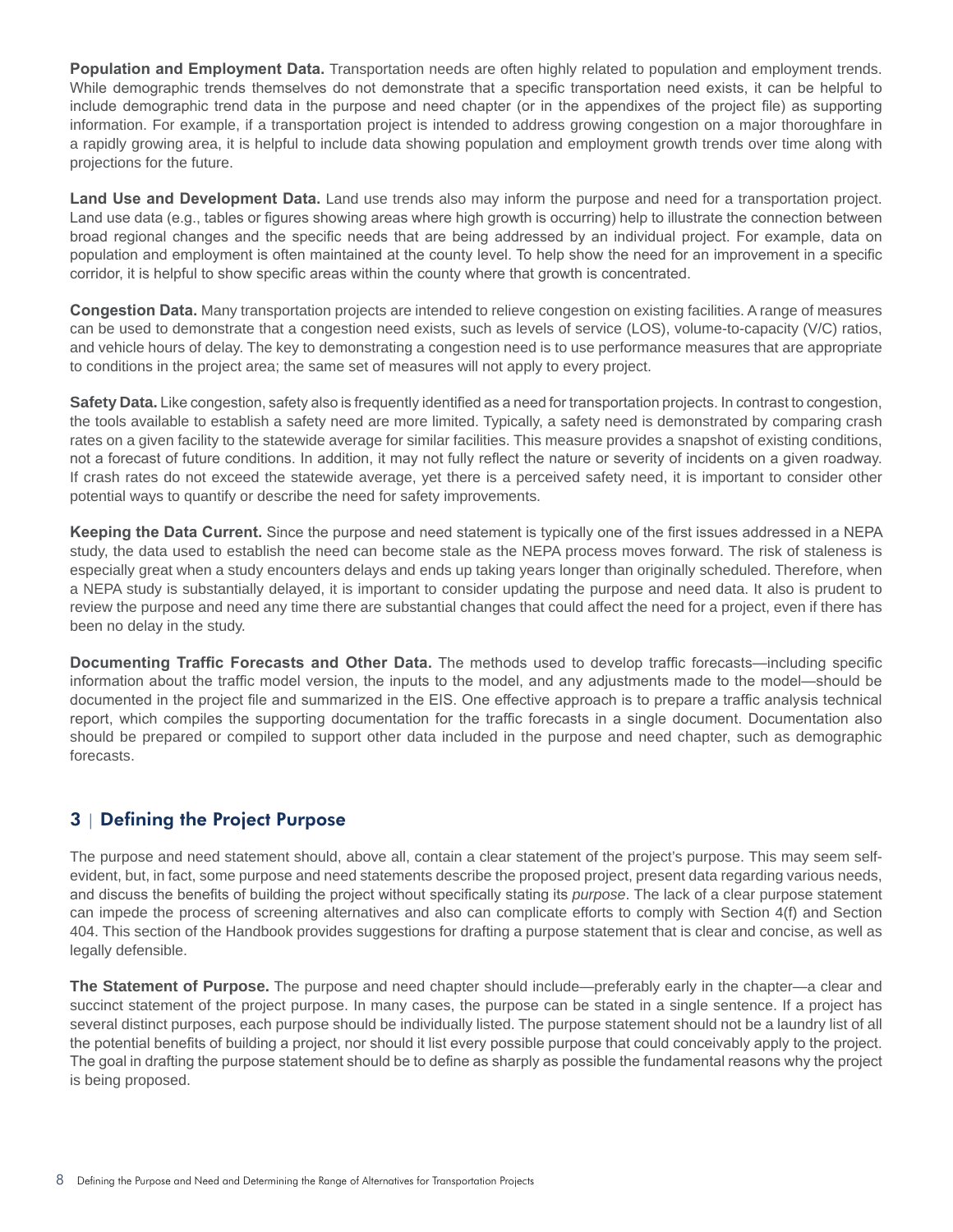**Population and Employment Data.** Transportation needs are often highly related to population and employment trends. While demographic trends themselves do not demonstrate that a specific transportation need exists, it can be helpful to include demographic trend data in the purpose and need chapter (or in the appendixes of the project file) as supporting information. For example, if a transportation project is intended to address growing congestion on a major thoroughfare in a rapidly growing area, it is helpful to include data showing population and employment growth trends over time along with projections for the future.

**Land Use and Development Data.** Land use trends also may inform the purpose and need for a transportation project. Land use data (e.g., tables or figures showing areas where high growth is occurring) help to illustrate the connection between broad regional changes and the specific needs that are being addressed by an individual project. For example, data on population and employment is often maintained at the county level. To help show the need for an improvement in a specific corridor, it is helpful to show specific areas within the county where that growth is concentrated.

**Congestion Data.** Many transportation projects are intended to relieve congestion on existing facilities. A range of measures can be used to demonstrate that a congestion need exists, such as levels of service (LOS), volume-to-capacity (V/C) ratios, and vehicle hours of delay. The key to demonstrating a congestion need is to use performance measures that are appropriate to conditions in the project area; the same set of measures will not apply to every project.

**Safety Data.** Like congestion, safety also is frequently identified as a need for transportation projects. In contrast to congestion, the tools available to establish a safety need are more limited. Typically, a safety need is demonstrated by comparing crash rates on a given facility to the statewide average for similar facilities. This measure provides a snapshot of existing conditions, not a forecast of future conditions. In addition, it may not fully reflect the nature or severity of incidents on a given roadway. If crash rates do not exceed the statewide average, yet there is a perceived safety need, it is important to consider other potential ways to quantify or describe the need for safety improvements.

**Keeping the Data Current.** Since the purpose and need statement is typically one of the first issues addressed in a NEPA study, the data used to establish the need can become stale as the NEPA process moves forward. The risk of staleness is especially great when a study encounters delays and ends up taking years longer than originally scheduled. Therefore, when a NEPA study is substantially delayed, it is important to consider updating the purpose and need data. It also is prudent to review the purpose and need any time there are substantial changes that could affect the need for a project, even if there has been no delay in the study.

**Documenting Traffic Forecasts and Other Data.** The methods used to develop traffic forecasts—including specific information about the traffic model version, the inputs to the model, and any adjustments made to the model—should be documented in the project file and summarized in the EIS. One effective approach is to prepare a traffic analysis technical report, which compiles the supporting documentation for the traffic forecasts in a single document. Documentation also should be prepared or compiled to support other data included in the purpose and need chapter, such as demographic forecasts.

## 3 | Defining the Project Purpose

The purpose and need statement should, above all, contain a clear statement of the project's purpose. This may seem self-evident, but, in fact, some purpose and need statements describe the proposed project, present data regarding various needs, and discuss the benefits of building the project without specifically stating its *purpose*. The lack of a clear purpose statement can impede the process of screening alternatives and also can complicate efforts to comply with Section 4(f) and Section 404. This section of the Handbook provides suggestions for drafting a purpose statement that is clear and concise, as well as legally defensible.

**The Statement of Purpose.** The purpose and need chapter should include—preferably early in the chapter—a clear and succinct statement of the project purpose. In many cases, the purpose can be stated in a single sentence. If a project has several distinct purposes, each purpose should be individually listed. The purpose statement should not be a laundry list of all the potential benefits of building a project, nor should it list every possible purpose that could conceivably apply to the project. The goal in drafting the purpose statement should be to define as sharply as possible the fundamental reasons why the project is being proposed.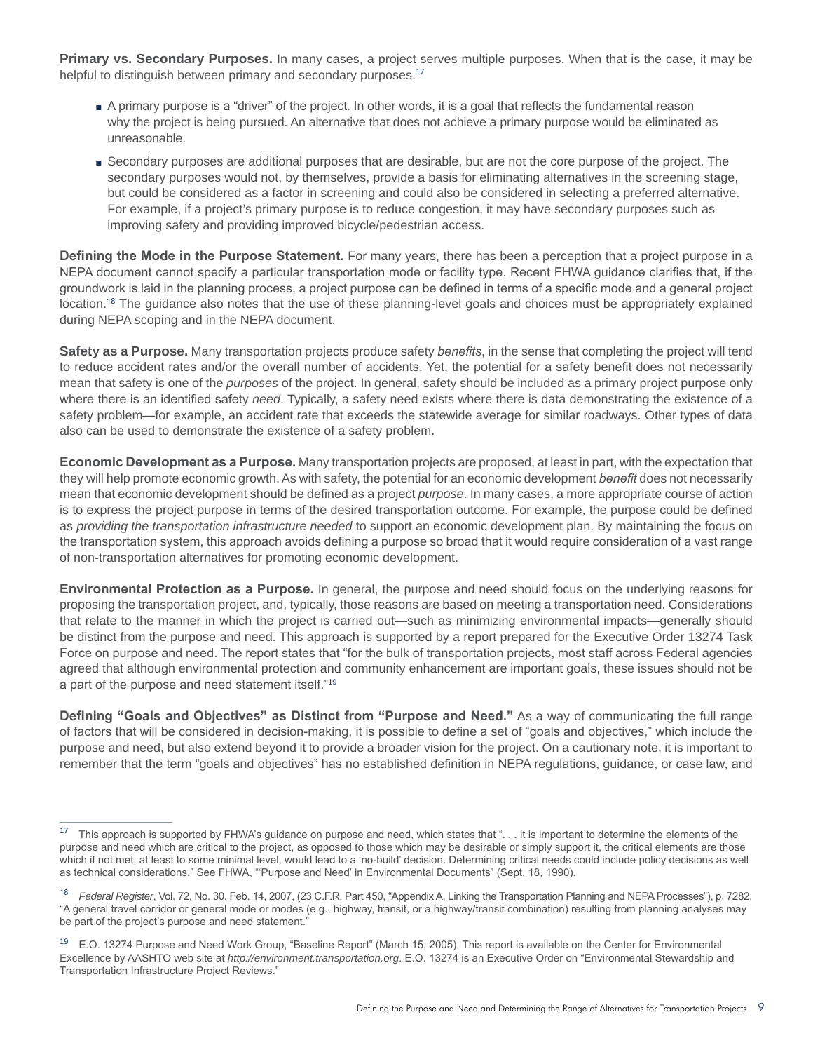**Primary vs. Secondary Purposes.** In many cases, a project serves multiple purposes. When that is the case, it may be helpful to distinguish between primary and secondary purposes.[17]

- A primary purpose is a "driver" of the project. In other words, it is a goal that reflects the fundamental reason why the project is being pursued. An alternative that does not achieve a primary purpose would be eliminated as unreasonable.
- Secondary purposes are additional purposes that are desirable, but are not the core purpose of the project. The secondary purposes would not, by themselves, provide a basis for eliminating alternatives in the screening stage, but could be considered as a factor in screening and could also be considered in selecting a preferred alternative. For example, if a project's primary purpose is to reduce congestion, it may have secondary purposes such as improving safety and providing improved bicycle/pedestrian access.

**Defining the Mode in the Purpose Statement.** For many years, there has been a perception that a project purpose in a NEPA document cannot specify a particular transportation mode or facility type. Recent FHWA guidance clarifies that, if the groundwork is laid in the planning process, a project purpose can be defined in terms of a specific mode and a general project location.[18] The guidance also notes that the use of these planning-level goals and choices must be appropriately explained during NEPA scoping and in the NEPA document.

**Safety as a Purpose.** Many transportation projects produce safety *benefits*, in the sense that completing the project will tend to reduce accident rates and/or the overall number of accidents. Yet, the potential for a safety benefit does not necessarily mean that safety is one of the *purposes* of the project. In general, safety should be included as a primary project purpose only where there is an identified safety *need*. Typically, a safety need exists where there is data demonstrating the existence of a safety problem—for example, an accident rate that exceeds the statewide average for similar roadways. Other types of data also can be used to demonstrate the existence of a safety problem.

**Economic Development as a Purpose.** Many transportation projects are proposed, at least in part, with the expectation that they will help promote economic growth. As with safety, the potential for an economic development *benefit* does not necessarily mean that economic development should be defined as a project *purpose*. In many cases, a more appropriate course of action is to express the project purpose in terms of the desired transportation outcome. For example, the purpose could be defined as *providing the transportation infrastructure needed* to support an economic development plan. By maintaining the focus on the transportation system, this approach avoids defining a purpose so broad that it would require consideration of a vast range of non-transportation alternatives for promoting economic development.

**Environmental Protection as a Purpose.** In general, the purpose and need should focus on the underlying reasons for proposing the transportation project, and, typically, those reasons are based on meeting a transportation need. Considerations that relate to the manner in which the project is carried out—such as minimizing environmental impacts—generally should be distinct from the purpose and need. This approach is supported by a report prepared for the Executive Order 13274 Task Force on purpose and need. The report states that "for the bulk of transportation projects, most staff across Federal agencies agreed that although environmental protection and community enhancement are important goals, these issues should not be a part of the purpose and need statement itself."[19]

**Defining "Goals and Objectives" as Distinct from "Purpose and Need."** As a way of communicating the full range of factors that will be considered in decision-making, it is possible to define a set of "goals and objectives," which include the purpose and need, but also extend beyond it to provide a broader vision for the project. On a cautionary note, it is important to remember that the term "goals and objectives" has no established definition in NEPA regulations, guidance, or case law, and

---

[17] This approach is supported by FHWA's guidance on purpose and need, which states that ". . . it is important to determine the elements of the purpose and need which are critical to the project, as opposed to those which may be desirable or simply support it, the critical elements are those which if not met, at least to some minimal level, would lead to a 'no-build' decision. Determining critical needs could include policy decisions as well as technical considerations." See FHWA, "'Purpose and Need' in Environmental Documents" (Sept. 18, 1990).

[18] *Federal Register*, Vol. 72, No. 30, Feb. 14, 2007, (23 C.F.R. Part 450, "Appendix A, Linking the Transportation Planning and NEPA Processes"), p. 7282. "A general travel corridor or general mode or modes (e.g., highway, transit, or a highway/transit combination) resulting from planning analyses may be part of the project's purpose and need statement."

[19] E.O. 13274 Purpose and Need Work Group, "Baseline Report" (March 15, 2005). This report is available on the Center for Environmental Excellence by AASHTO web site at *http://environment.transportation.org*. E.O. 13274 is an Executive Order on "Environmental Stewardship and Transportation Infrastructure Project Reviews."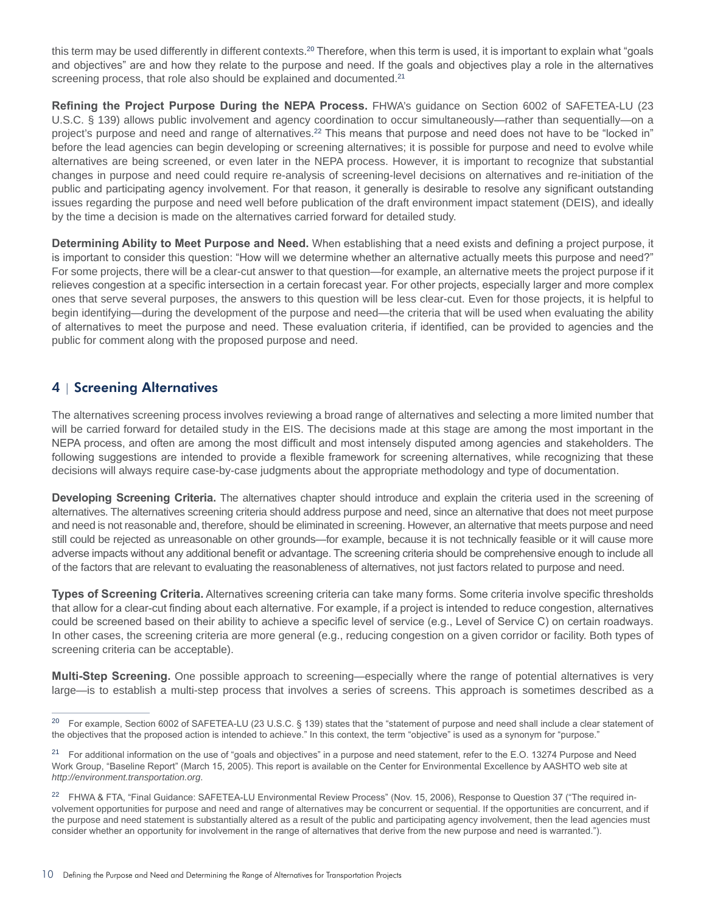this term may be used differently in different contexts.[20] Therefore, when this term is used, it is important to explain what "goals and objectives" are and how they relate to the purpose and need. If the goals and objectives play a role in the alternatives screening process, that role also should be explained and documented.[21]

**Refining the Project Purpose During the NEPA Process.** FHWA's guidance on Section 6002 of SAFETEA-LU (23 U.S.C. § 139) allows public involvement and agency coordination to occur simultaneously—rather than sequentially—on a project's purpose and need and range of alternatives.[22] This means that purpose and need does not have to be "locked in" before the lead agencies can begin developing or screening alternatives; it is possible for purpose and need to evolve while alternatives are being screened, or even later in the NEPA process. However, it is important to recognize that substantial changes in purpose and need could require re-analysis of screening-level decisions on alternatives and re-initiation of the public and participating agency involvement. For that reason, it generally is desirable to resolve any significant outstanding issues regarding the purpose and need well before publication of the draft environment impact statement (DEIS), and ideally by the time a decision is made on the alternatives carried forward for detailed study.

**Determining Ability to Meet Purpose and Need.** When establishing that a need exists and defining a project purpose, it is important to consider this question: "How will we determine whether an alternative actually meets this purpose and need?" For some projects, there will be a clear-cut answer to that question—for example, an alternative meets the project purpose if it relieves congestion at a specific intersection in a certain forecast year. For other projects, especially larger and more complex ones that serve several purposes, the answers to this question will be less clear-cut. Even for those projects, it is helpful to begin identifying—during the development of the purpose and need—the criteria that will be used when evaluating the ability of alternatives to meet the purpose and need. These evaluation criteria, if identified, can be provided to agencies and the public for comment along with the proposed purpose and need.

## 4 | Screening Alternatives

The alternatives screening process involves reviewing a broad range of alternatives and selecting a more limited number that will be carried forward for detailed study in the EIS. The decisions made at this stage are among the most important in the NEPA process, and often are among the most difficult and most intensely disputed among agencies and stakeholders. The following suggestions are intended to provide a flexible framework for screening alternatives, while recognizing that these decisions will always require case-by-case judgments about the appropriate methodology and type of documentation.

**Developing Screening Criteria.** The alternatives chapter should introduce and explain the criteria used in the screening of alternatives. The alternatives screening criteria should address purpose and need, since an alternative that does not meet purpose and need is not reasonable and, therefore, should be eliminated in screening. However, an alternative that meets purpose and need still could be rejected as unreasonable on other grounds—for example, because it is not technically feasible or it will cause more adverse impacts without any additional benefit or advantage. The screening criteria should be comprehensive enough to include all of the factors that are relevant to evaluating the reasonableness of alternatives, not just factors related to purpose and need.

**Types of Screening Criteria.** Alternatives screening criteria can take many forms. Some criteria involve specific thresholds that allow for a clear-cut finding about each alternative. For example, if a project is intended to reduce congestion, alternatives could be screened based on their ability to achieve a specific level of service (e.g., Level of Service C) on certain roadways. In other cases, the screening criteria are more general (e.g., reducing congestion on a given corridor or facility. Both types of screening criteria can be acceptable).

**Multi-Step Screening.** One possible approach to screening—especially where the range of potential alternatives is very large—is to establish a multi-step process that involves a series of screens. This approach is sometimes described as a

---

[20] For example, Section 6002 of SAFETEA-LU (23 U.S.C. § 139) states that the "statement of purpose and need shall include a clear statement of the objectives that the proposed action is intended to achieve." In this context, the term "objective" is used as a synonym for "purpose."

[21] For additional information on the use of "goals and objectives" in a purpose and need statement, refer to the E.O. 13274 Purpose and Need Work Group, "Baseline Report" (March 15, 2005). This report is available on the Center for Environmental Excellence by AASHTO web site at *http://environment.transportation.org*.

[22] FHWA & FTA, "Final Guidance: SAFETEA-LU Environmental Review Process" (Nov. 15, 2006), Response to Question 37 ("The required involvement opportunities for purpose and need and range of alternatives may be concurrent or sequential. If the opportunities are concurrent, and if the purpose and need statement is substantially altered as a result of the public and participating agency involvement, then the lead agencies must consider whether an opportunity for involvement in the range of alternatives that derive from the new purpose and need is warranted.").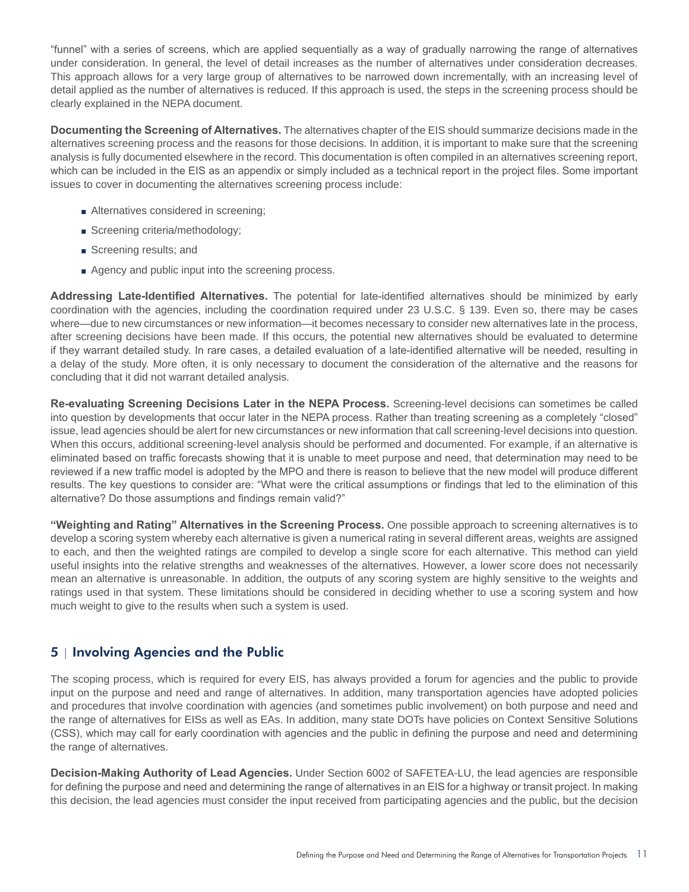"funnel" with a series of screens, which are applied sequentially as a way of gradually narrowing the range of alternatives under consideration. In general, the level of detail increases as the number of alternatives under consideration decreases. This approach allows for a very large group of alternatives to be narrowed down incrementally, with an increasing level of detail applied as the number of alternatives is reduced. If this approach is used, the steps in the screening process should be clearly explained in the NEPA document.

**Documenting the Screening of Alternatives.** The alternatives chapter of the EIS should summarize decisions made in the alternatives screening process and the reasons for those decisions. In addition, it is important to make sure that the screening analysis is fully documented elsewhere in the record. This documentation is often compiled in an alternatives screening report, which can be included in the EIS as an appendix or simply included as a technical report in the project files. Some important issues to cover in documenting the alternatives screening process include:

- Alternatives considered in screening;
- Screening criteria/methodology;
- Screening results; and
- Agency and public input into the screening process.

**Addressing Late-Identified Alternatives.** The potential for late-identified alternatives should be minimized by early coordination with the agencies, including the coordination required under 23 U.S.C. § 139. Even so, there may be cases where—due to new circumstances or new information—it becomes necessary to consider new alternatives late in the process, after screening decisions have been made. If this occurs, the potential new alternatives should be evaluated to determine if they warrant detailed study. In rare cases, a detailed evaluation of a late-identified alternative will be needed, resulting in a delay of the study. More often, it is only necessary to document the consideration of the alternative and the reasons for concluding that it did not warrant detailed analysis.

**Re-evaluating Screening Decisions Later in the NEPA Process.** Screening-level decisions can sometimes be called into question by developments that occur later in the NEPA process. Rather than treating screening as a completely "closed" issue, lead agencies should be alert for new circumstances or new information that call screening-level decisions into question. When this occurs, additional screening-level analysis should be performed and documented. For example, if an alternative is eliminated based on traffic forecasts showing that it is unable to meet purpose and need, that determination may need to be reviewed if a new traffic model is adopted by the MPO and there is reason to believe that the new model will produce different results. The key questions to consider are: "What were the critical assumptions or findings that led to the elimination of this alternative? Do those assumptions and findings remain valid?"

**"Weighting and Rating" Alternatives in the Screening Process.** One possible approach to screening alternatives is to develop a scoring system whereby each alternative is given a numerical rating in several different areas, weights are assigned to each, and then the weighted ratings are compiled to develop a single score for each alternative. This method can yield useful insights into the relative strengths and weaknesses of the alternatives. However, a lower score does not necessarily mean an alternative is unreasonable. In addition, the outputs of any scoring system are highly sensitive to the weights and ratings used in that system. These limitations should be considered in deciding whether to use a scoring system and how much weight to give to the results when such a system is used.

## 5 | Involving Agencies and the Public

The scoping process, which is required for every EIS, has always provided a forum for agencies and the public to provide input on the purpose and need and range of alternatives. In addition, many transportation agencies have adopted policies and procedures that involve coordination with agencies (and sometimes public involvement) on both purpose and need and the range of alternatives for EISs as well as EAs. In addition, many state DOTs have policies on Context Sensitive Solutions (CSS), which may call for early coordination with agencies and the public in defining the purpose and need and determining the range of alternatives.

**Decision-Making Authority of Lead Agencies.** Under Section 6002 of SAFETEA-LU, the lead agencies are responsible for defining the purpose and need and determining the range of alternatives in an EIS for a highway or transit project. In making this decision, the lead agencies must consider the input received from participating agencies and the public, but the decision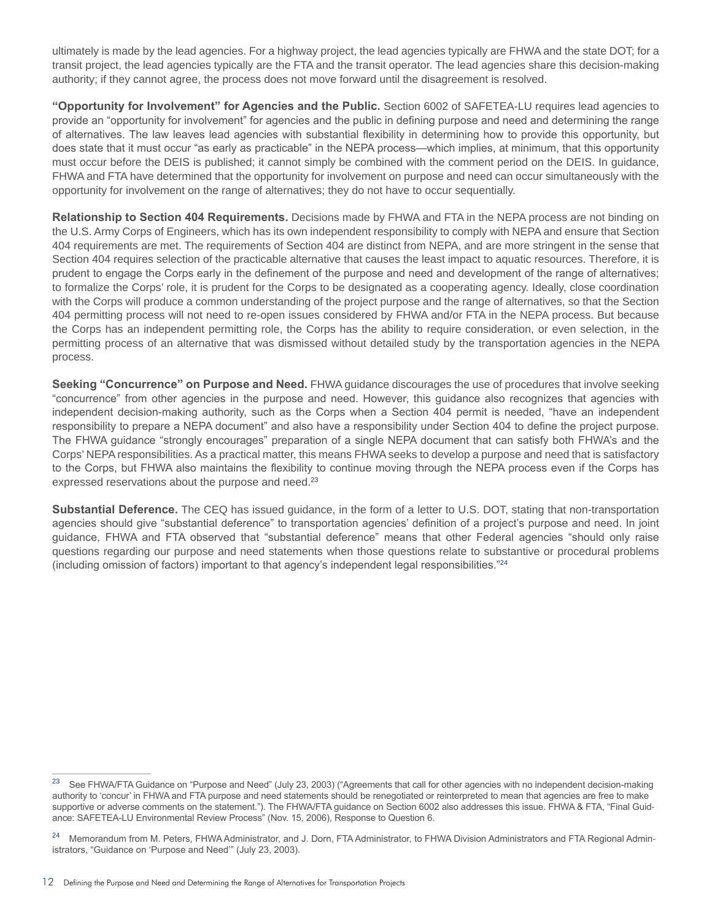ultimately is made by the lead agencies. For a highway project, the lead agencies typically are FHWA and the state DOT; for a transit project, the lead agencies typically are the FTA and the transit operator. The lead agencies share this decision-making authority; if they cannot agree, the process does not move forward until the disagreement is resolved.

**"Opportunity for Involvement" for Agencies and the Public.** Section 6002 of SAFETEA-LU requires lead agencies to provide an "opportunity for involvement" for agencies and the public in defining purpose and need and determining the range of alternatives. The law leaves lead agencies with substantial flexibility in determining how to provide this opportunity, but does state that it must occur "as early as practicable" in the NEPA process—which implies, at minimum, that this opportunity must occur before the DEIS is published; it cannot simply be combined with the comment period on the DEIS. In guidance, FHWA and FTA have determined that the opportunity for involvement on purpose and need can occur simultaneously with the opportunity for involvement on the range of alternatives; they do not have to occur sequentially.

**Relationship to Section 404 Requirements.** Decisions made by FHWA and FTA in the NEPA process are not binding on the U.S. Army Corps of Engineers, which has its own independent responsibility to comply with NEPA and ensure that Section 404 requirements are met. The requirements of Section 404 are distinct from NEPA, and are more stringent in the sense that Section 404 requires selection of the practicable alternative that causes the least impact to aquatic resources. Therefore, it is prudent to engage the Corps early in the definement of the purpose and need and development of the range of alternatives; to formalize the Corps' role, it is prudent for the Corps to be designated as a cooperating agency. Ideally, close coordination with the Corps will produce a common understanding of the project purpose and the range of alternatives, so that the Section 404 permitting process will not need to re-open issues considered by FHWA and/or FTA in the NEPA process. But because the Corps has an independent permitting role, the Corps has the ability to require consideration, or even selection, in the permitting process of an alternative that was dismissed without detailed study by the transportation agencies in the NEPA process.

**Seeking "Concurrence" on Purpose and Need.** FHWA guidance discourages the use of procedures that involve seeking "concurrence" from other agencies in the purpose and need. However, this guidance also recognizes that agencies with independent decision-making authority, such as the Corps when a Section 404 permit is needed, "have an independent responsibility to prepare a NEPA document" and also have a responsibility under Section 404 to define the project purpose. The FHWA guidance "strongly encourages" preparation of a single NEPA document that can satisfy both FHWA's and the Corps' NEPA responsibilities. As a practical matter, this means FHWA seeks to develop a purpose and need that is satisfactory to the Corps, but FHWA also maintains the flexibility to continue moving through the NEPA process even if the Corps has expressed reservations about the purpose and need.[23]

**Substantial Deference.** The CEQ has issued guidance, in the form of a letter to U.S. DOT, stating that non-transportation agencies should give "substantial deference" to transportation agencies' definition of a project's purpose and need. In joint guidance, FHWA and FTA observed that "substantial deference" means that other Federal agencies "should only raise questions regarding our purpose and need statements when those questions relate to substantive or procedural problems (including omission of factors) important to that agency's independent legal responsibilities."[24]

---

[23] See FHWA/FTA Guidance on "Purpose and Need" (July 23, 2003) ("Agreements that call for other agencies with no independent decision-making authority to 'concur' in FHWA and FTA purpose and need statements should be renegotiated or reinterpreted to mean that agencies are free to make supportive or adverse comments on the statement."). The FHWA/FTA guidance on Section 6002 also addresses this issue. FHWA & FTA, "Final Guidance: SAFETEA-LU Environmental Review Process" (Nov. 15, 2006), Response to Question 6.

[24] Memorandum from M. Peters, FHWA Administrator, and J. Dorn, FTA Administrator, to FHWA Division Administrators and FTA Regional Administrators, "Guidance on 'Purpose and Need'" (July 23, 2003).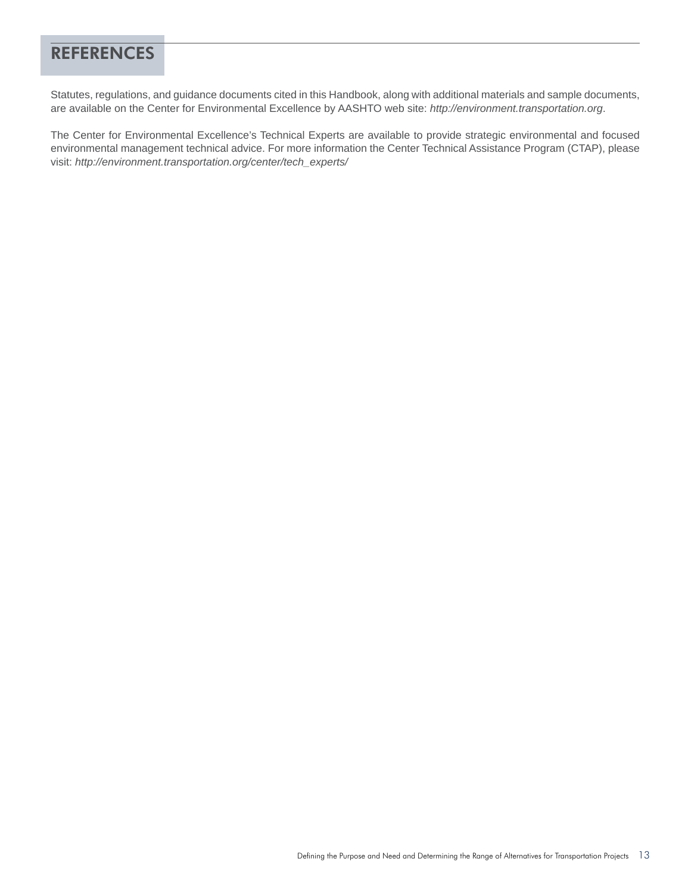# REFERENCES

Statutes, regulations, and guidance documents cited in this Handbook, along with additional materials and sample documents, are available on the Center for Environmental Excellence by AASHTO web site: *http://environment.transportation.org*.

The Center for Environmental Excellence's Technical Experts are available to provide strategic environmental and focused environmental management technical advice. For more information the Center Technical Assistance Program (CTAP), please visit: *http://environment.transportation.org/center/tech_experts/*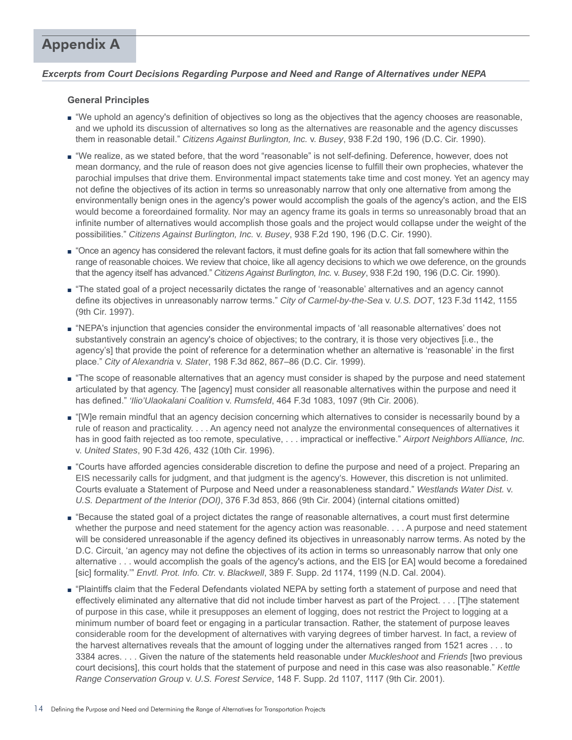# Appendix A

## *Excerpts from Court Decisions Regarding Purpose and Need and Range of Alternatives under NEPA*

### General Principles

- "We uphold an agency's definition of objectives so long as the objectives that the agency chooses are reasonable, and we uphold its discussion of alternatives so long as the alternatives are reasonable and the agency discusses them in reasonable detail." *Citizens Against Burlington, Inc.* v. *Busey*, 938 F.2d 190, 196 (D.C. Cir. 1990).
- "We realize, as we stated before, that the word "reasonable" is not self-defining. Deference, however, does not mean dormancy, and the rule of reason does not give agencies license to fulfill their own prophecies, whatever the parochial impulses that drive them. Environmental impact statements take time and cost money. Yet an agency may not define the objectives of its action in terms so unreasonably narrow that only one alternative from among the environmentally benign ones in the agency's power would accomplish the goals of the agency's action, and the EIS would become a foreordained formality. Nor may an agency frame its goals in terms so unreasonably broad that an infinite number of alternatives would accomplish those goals and the project would collapse under the weight of the possibilities." *Citizens Against Burlington, Inc.* v. *Busey*, 938 F.2d 190, 196 (D.C. Cir. 1990).
- "Once an agency has considered the relevant factors, it must define goals for its action that fall somewhere within the range of reasonable choices. We review that choice, like all agency decisions to which we owe deference, on the grounds that the agency itself has advanced." *Citizens Against Burlington, Inc.* v. *Busey*, 938 F.2d 190, 196 (D.C. Cir. 1990).
- "The stated goal of a project necessarily dictates the range of 'reasonable' alternatives and an agency cannot define its objectives in unreasonably narrow terms." *City of Carmel-by-the-Sea* v. *U.S. DOT*, 123 F.3d 1142, 1155 (9th Cir. 1997).
- "NEPA's injunction that agencies consider the environmental impacts of 'all reasonable alternatives' does not substantively constrain an agency's choice of objectives; to the contrary, it is those very objectives [i.e., the agency's] that provide the point of reference for a determination whether an alternative is 'reasonable' in the first place." *City of Alexandria* v. *Slater*, 198 F.3d 862, 867–86 (D.C. Cir. 1999).
- "The scope of reasonable alternatives that an agency must consider is shaped by the purpose and need statement articulated by that agency. The [agency] must consider all reasonable alternatives within the purpose and need it has defined." *'Ilio'Ulaokalani Coalition* v. *Rumsfeld*, 464 F.3d 1083, 1097 (9th Cir. 2006).
- "[W]e remain mindful that an agency decision concerning which alternatives to consider is necessarily bound by a rule of reason and practicality. . . . An agency need not analyze the environmental consequences of alternatives it has in good faith rejected as too remote, speculative, . . . impractical or ineffective." *Airport Neighbors Alliance, Inc.* v. *United States*, 90 F.3d 426, 432 (10th Cir. 1996).
- "Courts have afforded agencies considerable discretion to define the purpose and need of a project. Preparing an EIS necessarily calls for judgment, and that judgment is the agency's. However, this discretion is not unlimited. Courts evaluate a Statement of Purpose and Need under a reasonableness standard." *Westlands Water Dist.* v. *U.S. Department of the Interior (DOI)*, 376 F.3d 853, 866 (9th Cir. 2004) (internal citations omitted)
- "Because the stated goal of a project dictates the range of reasonable alternatives, a court must first determine whether the purpose and need statement for the agency action was reasonable. . . . A purpose and need statement will be considered unreasonable if the agency defined its objectives in unreasonably narrow terms. As noted by the D.C. Circuit, 'an agency may not define the objectives of its action in terms so unreasonably narrow that only one alternative . . . would accomplish the goals of the agency's actions, and the EIS [or EA] would become a foredained [sic] formality.'" *Envtl. Prot. Info. Ctr.* v. *Blackwell*, 389 F. Supp. 2d 1174, 1199 (N.D. Cal. 2004).
- "Plaintiffs claim that the Federal Defendants violated NEPA by setting forth a statement of purpose and need that effectively eliminated any alternative that did not include timber harvest as part of the Project. . . . [T]he statement of purpose in this case, while it presupposes an element of logging, does not restrict the Project to logging at a minimum number of board feet or engaging in a particular transaction. Rather, the statement of purpose leaves considerable room for the development of alternatives with varying degrees of timber harvest. In fact, a review of the harvest alternatives reveals that the amount of logging under the alternatives ranged from 1521 acres . . . to 3384 acres. . . . Given the nature of the statements held reasonable under *Muckleshoot* and *Friends* [two previous court decisions], this court holds that the statement of purpose and need in this case was also reasonable." *Kettle Range Conservation Group* v. *U.S. Forest Service*, 148 F. Supp. 2d 1107, 1117 (9th Cir. 2001).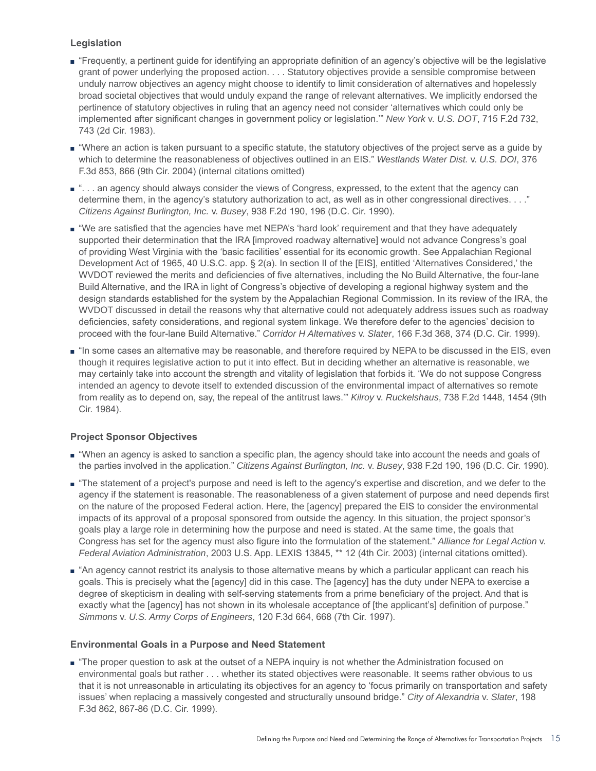### Legislation

- "Frequently, a pertinent guide for identifying an appropriate definition of an agency's objective will be the legislative grant of power underlying the proposed action. . . . Statutory objectives provide a sensible compromise between unduly narrow objectives an agency might choose to identify to limit consideration of alternatives and hopelessly broad societal objectives that would unduly expand the range of relevant alternatives. We implicitly endorsed the pertinence of statutory objectives in ruling that an agency need not consider 'alternatives which could only be implemented after significant changes in government policy or legislation.'" *New York* v. *U.S. DOT*, 715 F.2d 732, 743 (2d Cir. 1983).
- "Where an action is taken pursuant to a specific statute, the statutory objectives of the project serve as a guide by which to determine the reasonableness of objectives outlined in an EIS." *Westlands Water Dist.* v. *U.S. DOI*, 376 F.3d 853, 866 (9th Cir. 2004) (internal citations omitted)
- ". . . an agency should always consider the views of Congress, expressed, to the extent that the agency can determine them, in the agency's statutory authorization to act, as well as in other congressional directives. . . ." *Citizens Against Burlington, Inc.* v. *Busey*, 938 F.2d 190, 196 (D.C. Cir. 1990).
- "We are satisfied that the agencies have met NEPA's 'hard look' requirement and that they have adequately supported their determination that the IRA [improved roadway alternative] would not advance Congress's goal of providing West Virginia with the 'basic facilities' essential for its economic growth. See Appalachian Regional Development Act of 1965, 40 U.S.C. app. § 2(a). In section II of the [EIS], entitled 'Alternatives Considered,' the WVDOT reviewed the merits and deficiencies of five alternatives, including the No Build Alternative, the four-lane Build Alternative, and the IRA in light of Congress's objective of developing a regional highway system and the design standards established for the system by the Appalachian Regional Commission. In its review of the IRA, the WVDOT discussed in detail the reasons why that alternative could not adequately address issues such as roadway deficiencies, safety considerations, and regional system linkage. We therefore defer to the agencies' decision to proceed with the four-lane Build Alternative." *Corridor H Alternatives* v. *Slater*, 166 F.3d 368, 374 (D.C. Cir. 1999).
- "In some cases an alternative may be reasonable, and therefore required by NEPA to be discussed in the EIS, even though it requires legislative action to put it into effect. But in deciding whether an alternative is reasonable, we may certainly take into account the strength and vitality of legislation that forbids it. 'We do not suppose Congress intended an agency to devote itself to extended discussion of the environmental impact of alternatives so remote from reality as to depend on, say, the repeal of the antitrust laws.'" *Kilroy* v. *Ruckelshaus*, 738 F.2d 1448, 1454 (9th Cir. 1984).

### Project Sponsor Objectives

- "When an agency is asked to sanction a specific plan, the agency should take into account the needs and goals of the parties involved in the application." *Citizens Against Burlington, Inc.* v. *Busey*, 938 F.2d 190, 196 (D.C. Cir. 1990).
- "The statement of a project's purpose and need is left to the agency's expertise and discretion, and we defer to the agency if the statement is reasonable. The reasonableness of a given statement of purpose and need depends first on the nature of the proposed Federal action. Here, the [agency] prepared the EIS to consider the environmental impacts of its approval of a proposal sponsored from outside the agency. In this situation, the project sponsor's goals play a large role in determining how the purpose and need is stated. At the same time, the goals that Congress has set for the agency must also figure into the formulation of the statement." *Alliance for Legal Action* v. *Federal Aviation Administration*, 2003 U.S. App. LEXIS 13845, ** 12 (4th Cir. 2003) (internal citations omitted).
- "An agency cannot restrict its analysis to those alternative means by which a particular applicant can reach his goals. This is precisely what the [agency] did in this case. The [agency] has the duty under NEPA to exercise a degree of skepticism in dealing with self-serving statements from a prime beneficiary of the project. And that is exactly what the [agency] has not shown in its wholesale acceptance of [the applicant's] definition of purpose." *Simmons* v. *U.S. Army Corps of Engineers*, 120 F.3d 664, 668 (7th Cir. 1997).

### Environmental Goals in a Purpose and Need Statement

- "The proper question to ask at the outset of a NEPA inquiry is not whether the Administration focused on environmental goals but rather . . . whether its stated objectives were reasonable. It seems rather obvious to us that it is not unreasonable in articulating its objectives for an agency to 'focus primarily on transportation and safety issues' when replacing a massively congested and structurally unsound bridge." *City of Alexandria* v. *Slater*, 198 F.3d 862, 867-86 (D.C. Cir. 1999).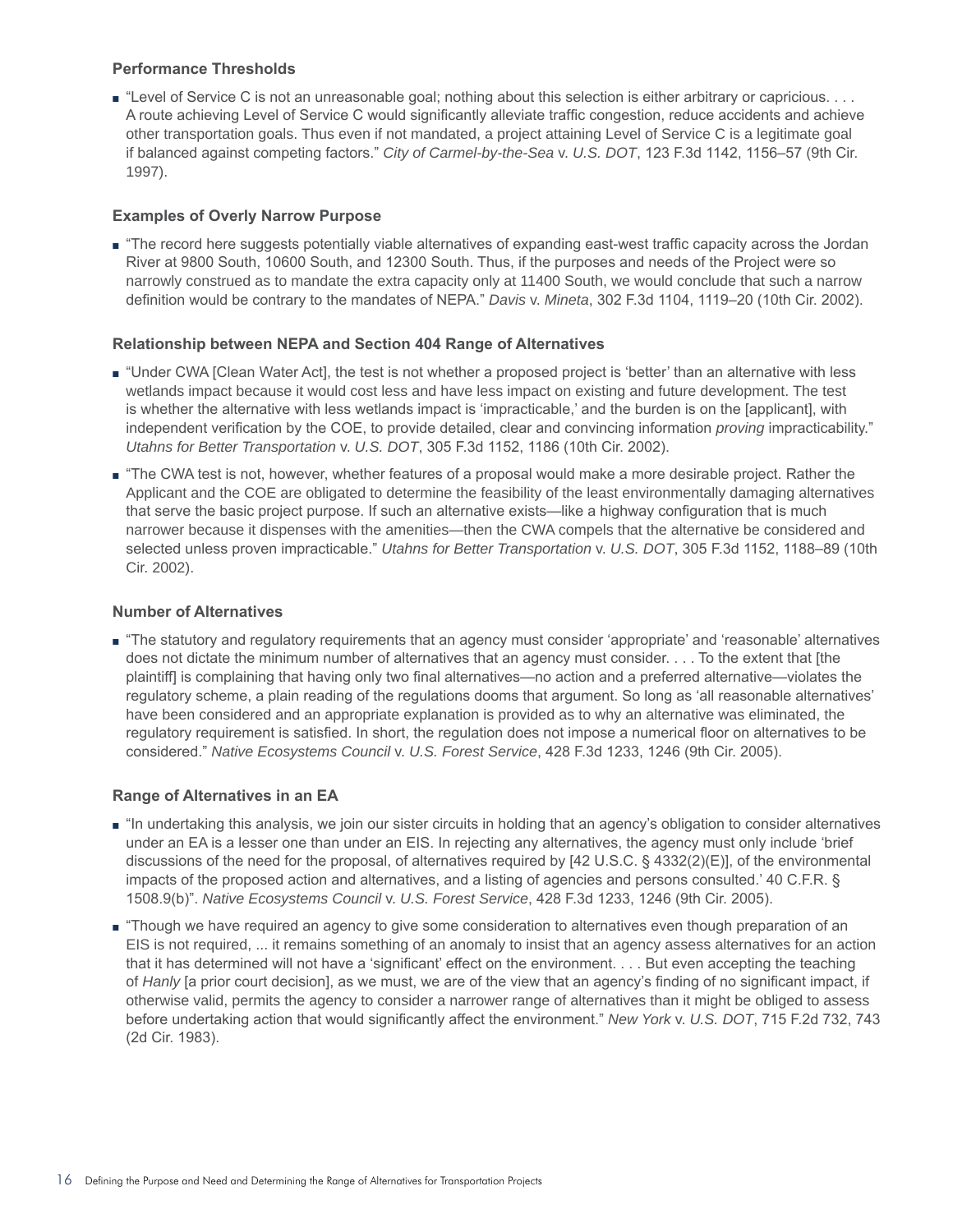### Performance Thresholds

- "Level of Service C is not an unreasonable goal; nothing about this selection is either arbitrary or capricious. . . . A route achieving Level of Service C would significantly alleviate traffic congestion, reduce accidents and achieve other transportation goals. Thus even if not mandated, a project attaining Level of Service C is a legitimate goal if balanced against competing factors." *City of Carmel-by-the-Sea* v. *U.S. DOT*, 123 F.3d 1142, 1156–57 (9th Cir. 1997).

### Examples of Overly Narrow Purpose

- "The record here suggests potentially viable alternatives of expanding east-west traffic capacity across the Jordan River at 9800 South, 10600 South, and 12300 South. Thus, if the purposes and needs of the Project were so narrowly construed as to mandate the extra capacity only at 11400 South, we would conclude that such a narrow definition would be contrary to the mandates of NEPA." *Davis* v. *Mineta*, 302 F.3d 1104, 1119–20 (10th Cir. 2002).

### Relationship between NEPA and Section 404 Range of Alternatives

- "Under CWA [Clean Water Act], the test is not whether a proposed project is 'better' than an alternative with less wetlands impact because it would cost less and have less impact on existing and future development. The test is whether the alternative with less wetlands impact is 'impracticable,' and the burden is on the [applicant], with independent verification by the COE, to provide detailed, clear and convincing information *proving* impracticability." *Utahns for Better Transportation* v. *U.S. DOT*, 305 F.3d 1152, 1186 (10th Cir. 2002).
- "The CWA test is not, however, whether features of a proposal would make a more desirable project. Rather the Applicant and the COE are obligated to determine the feasibility of the least environmentally damaging alternatives that serve the basic project purpose. If such an alternative exists—like a highway configuration that is much narrower because it dispenses with the amenities—then the CWA compels that the alternative be considered and selected unless proven impracticable." *Utahns for Better Transportation* v. *U.S. DOT*, 305 F.3d 1152, 1188–89 (10th Cir. 2002).

### Number of Alternatives

- "The statutory and regulatory requirements that an agency must consider 'appropriate' and 'reasonable' alternatives does not dictate the minimum number of alternatives that an agency must consider. . . . To the extent that [the plaintiff] is complaining that having only two final alternatives—no action and a preferred alternative—violates the regulatory scheme, a plain reading of the regulations dooms that argument. So long as 'all reasonable alternatives' have been considered and an appropriate explanation is provided as to why an alternative was eliminated, the regulatory requirement is satisfied. In short, the regulation does not impose a numerical floor on alternatives to be considered." *Native Ecosystems Council* v. *U.S. Forest Service*, 428 F.3d 1233, 1246 (9th Cir. 2005).

### Range of Alternatives in an EA

- "In undertaking this analysis, we join our sister circuits in holding that an agency's obligation to consider alternatives under an EA is a lesser one than under an EIS. In rejecting any alternatives, the agency must only include 'brief discussions of the need for the proposal, of alternatives required by [42 U.S.C. § 4332(2)(E)], of the environmental impacts of the proposed action and alternatives, and a listing of agencies and persons consulted.' 40 C.F.R. § 1508.9(b)". *Native Ecosystems Council* v. *U.S. Forest Service*, 428 F.3d 1233, 1246 (9th Cir. 2005).
- "Though we have required an agency to give some consideration to alternatives even though preparation of an EIS is not required, ... it remains something of an anomaly to insist that an agency assess alternatives for an action that it has determined will not have a 'significant' effect on the environment. . . . But even accepting the teaching of *Hanly* [a prior court decision], as we must, we are of the view that an agency's finding of no significant impact, if otherwise valid, permits the agency to consider a narrower range of alternatives than it might be obliged to assess before undertaking action that would significantly affect the environment." *New York* v. *U.S. DOT*, 715 F.2d 732, 743 (2d Cir. 1983).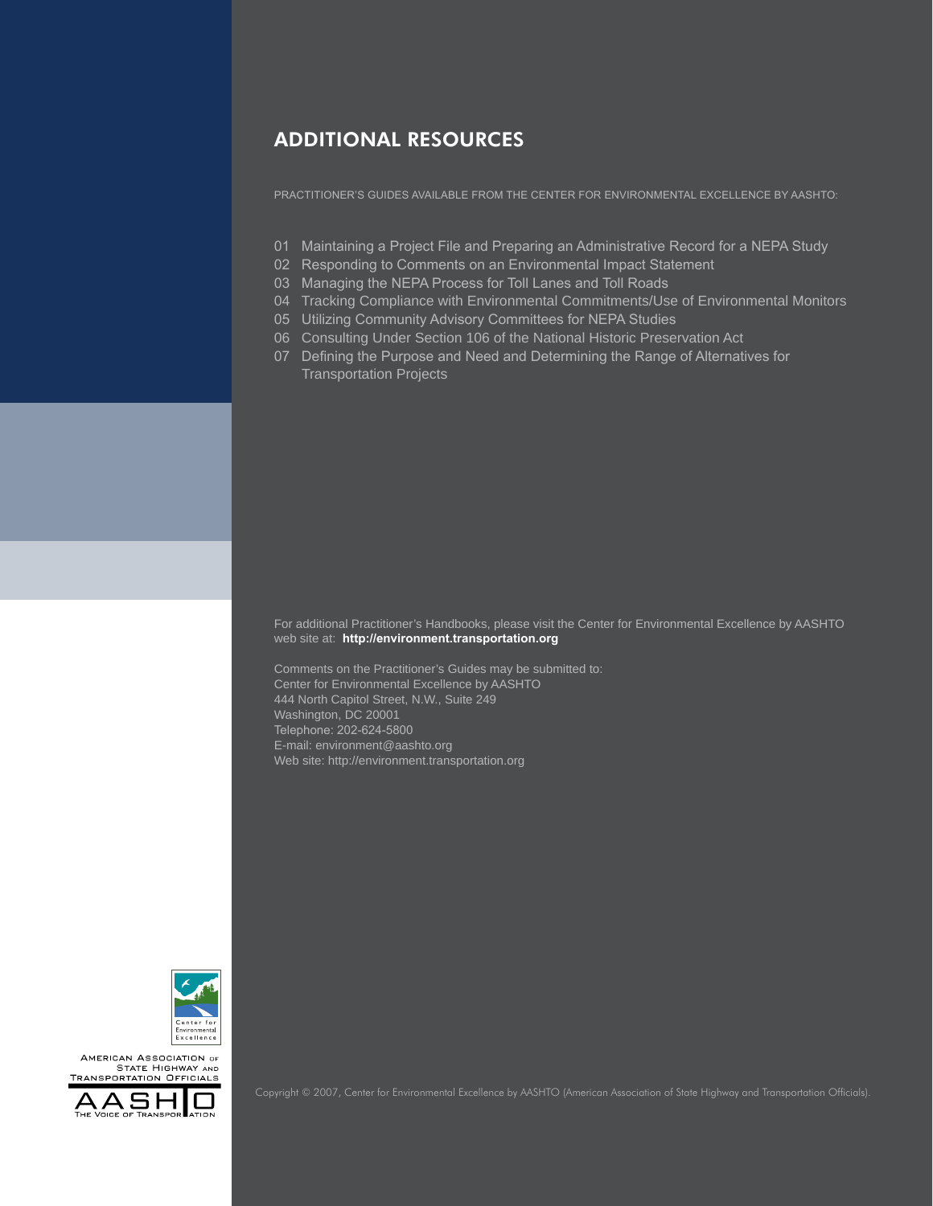## ADDITIONAL RESOURCES

PRACTITIONER'S GUIDES AVAILABLE FROM THE CENTER FOR ENVIRONMENTAL EXCELLENCE BY AASHTO:

01 Maintaining a Project File and Preparing an Administrative Record for a NEPA Study
02 Responding to Comments on an Environmental Impact Statement
03 Managing the NEPA Process for Toll Lanes and Toll Roads
04 Tracking Compliance with Environmental Commitments/Use of Environmental Monitors
05 Utilizing Community Advisory Committees for NEPA Studies
06 Consulting Under Section 106 of the National Historic Preservation Act
07 Defining the Purpose and Need and Determining the Range of Alternatives for Transportation Projects

For additional Practitioner's Handbooks, please visit the Center for Environmental Excellence by AASHTO web site at: **http://environment.transportation.org**

Comments on the Practitioner's Guides may be submitted to:
Center for Environmental Excellence by AASHTO
444 North Capitol Street, N.W., Suite 249
Washington, DC 20001
Telephone: 202-624-5800
E-mail: environment@aashto.org
Web site: http://environment.transportation.org

Center for Environmental Excellence

American Association of State Highway and Transportation Officials

AASHTO
THE VOICE OF TRANSPORTATION

Copyright © 2007, Center for Environmental Excellence by AASHTO (American Association of State Highway and Transportation Officials).